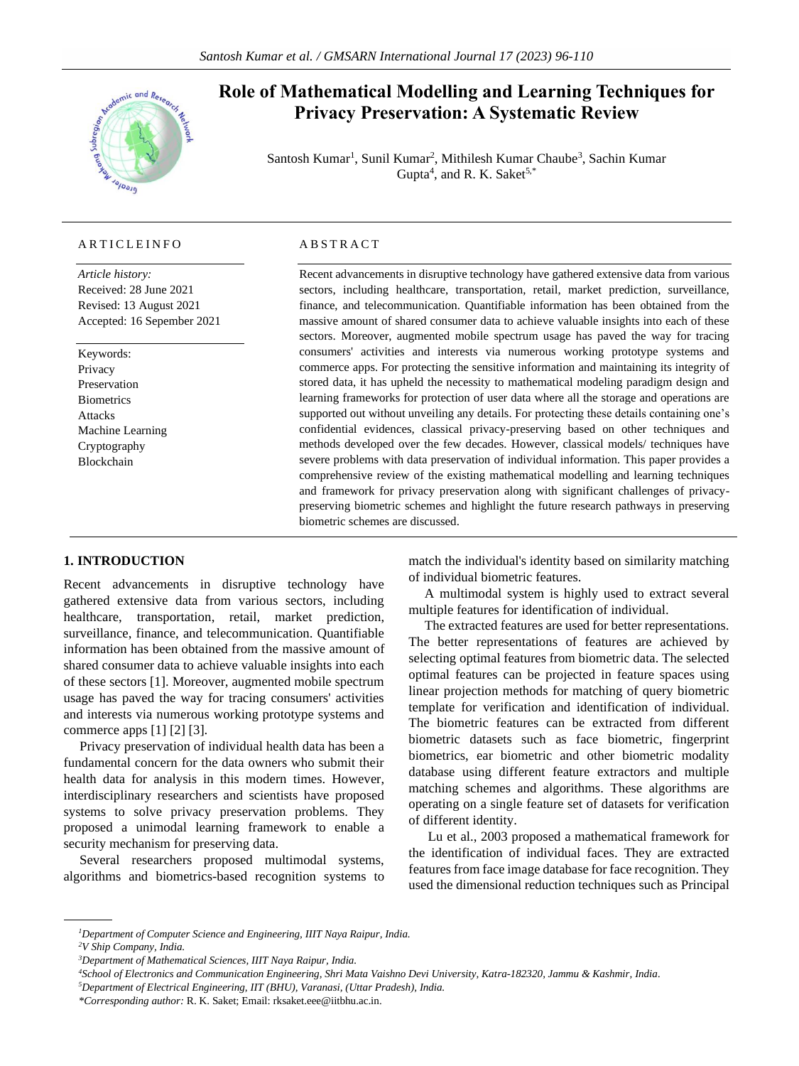# Role of Mathematical Modelling and Learning Techniques for Privacy Preservation: A Systematic Review

Santosh Kumar[1], Sunil Kumar[2], Mithilesh Kumar Chaube[3], Sachin Kumar Gupta[4], and R. K. Saket[5,*]

**ARTICLE INFO**

*Article history:*
Received: 28 June 2021
Revised: 13 August 2021
Accepted: 16 September 2021

Keywords:
Privacy
Preservation
Biometrics
Attacks
Machine Learning
Cryptography
Blockchain

**ABSTRACT**

Recent advancements in disruptive technology have gathered extensive data from various sectors, including healthcare, transportation, retail, market prediction, surveillance, finance, and telecommunication. Quantifiable information has been obtained from the massive amount of shared consumer data to achieve valuable insights into each of these sectors. Moreover, augmented mobile spectrum usage has paved the way for tracing consumers' activities and interests via numerous working prototype systems and commerce apps. For protecting the sensitive information and maintaining its integrity of stored data, it has upheld the necessity to mathematical modeling paradigm design and learning frameworks for protection of user data where all the storage and operations are supported out without unveiling any details. For protecting these details containing one's confidential evidences, classical privacy-preserving based on other techniques and methods developed over the few decades. However, classical models/ techniques have severe problems with data preservation of individual information. This paper provides a comprehensive review of the existing mathematical modelling and learning techniques and framework for privacy preservation along with significant challenges of privacy-preserving biometric schemes and highlight the future research pathways in preserving biometric schemes are discussed.

## 1. INTRODUCTION

Recent advancements in disruptive technology have gathered extensive data from various sectors, including healthcare, transportation, retail, market prediction, surveillance, finance, and telecommunication. Quantifiable information has been obtained from the massive amount of shared consumer data to achieve valuable insights into each of these sectors [1]. Moreover, augmented mobile spectrum usage has paved the way for tracing consumers' activities and interests via numerous working prototype systems and commerce apps [1] [2] [3].

Privacy preservation of individual health data has been a fundamental concern for the data owners who submit their health data for analysis in this modern times. However, interdisciplinary researchers and scientists have proposed systems to solve privacy preservation problems. They proposed a unimodal learning framework to enable a security mechanism for preserving data.

Several researchers proposed multimodal systems, algorithms and biometrics-based recognition systems to match the individual's identity based on similarity matching of individual biometric features.

A multimodal system is highly used to extract several multiple features for identification of individual.

The extracted features are used for better representations. The better representations of features are achieved by selecting optimal features from biometric data. The selected optimal features can be projected in feature spaces using linear projection methods for matching of query biometric template for verification and identification of individual. The biometric features can be extracted from different biometric datasets such as face biometric, fingerprint biometrics, ear biometric and other biometric modality database using different feature extractors and multiple matching schemes and algorithms. These algorithms are operating on a single feature set of datasets for verification of different identity.

Lu et al., 2003 proposed a mathematical framework for the identification of individual faces. They are extracted features from face image database for face recognition. They used the dimensional reduction techniques such as Principal

---

[1]*Department of Computer Science and Engineering, IIIT Naya Raipur, India.*
[2]*V Ship Company, India.*
[3]*Department of Mathematical Sciences, IIIT Naya Raipur, India.*
[4]*School of Electronics and Communication Engineering, Shri Mata Vaishno Devi University, Katra-182320, Jammu & Kashmir, India.*
[5]*Department of Electrical Engineering, IIT (BHU), Varanasi, (Uttar Pradesh), India.*
*\*Corresponding author:* R. K. Saket; Email: rksaket.eee@iitbhu.ac.in.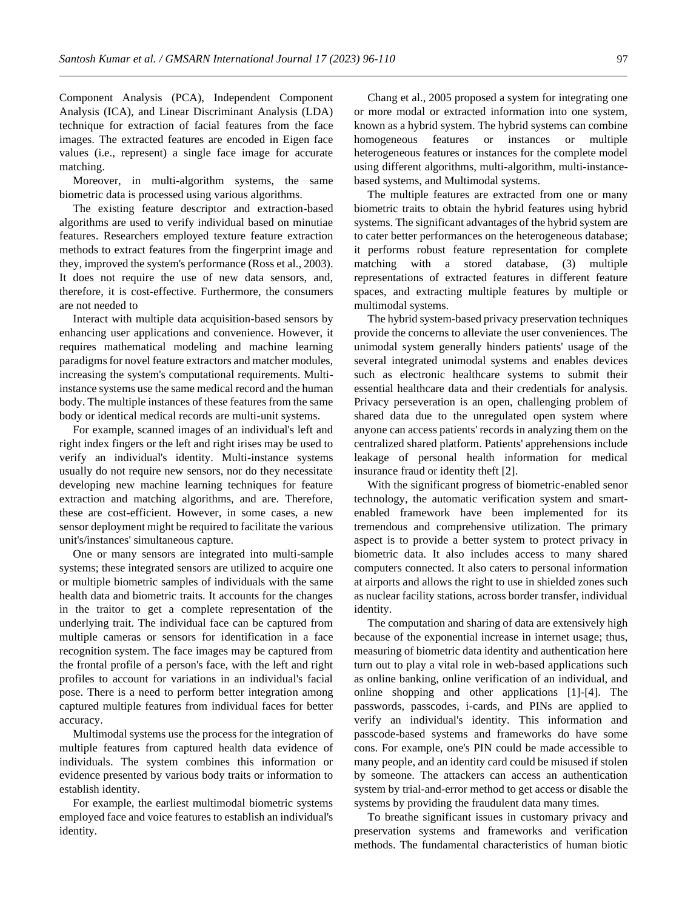Component Analysis (PCA), Independent Component Analysis (ICA), and Linear Discriminant Analysis (LDA) technique for extraction of facial features from the face images. The extracted features are encoded in Eigen face values (i.e., represent) a single face image for accurate matching.

Moreover, in multi-algorithm systems, the same biometric data is processed using various algorithms.

The existing feature descriptor and extraction-based algorithms are used to verify individual based on minutiae features. Researchers employed texture feature extraction methods to extract features from the fingerprint image and they, improved the system's performance (Ross et al., 2003). It does not require the use of new data sensors, and, therefore, it is cost-effective. Furthermore, the consumers are not needed to

Interact with multiple data acquisition-based sensors by enhancing user applications and convenience. However, it requires mathematical modeling and machine learning paradigms for novel feature extractors and matcher modules, increasing the system's computational requirements. Multi-instance systems use the same medical record and the human body. The multiple instances of these features from the same body or identical medical records are multi-unit systems.

For example, scanned images of an individual's left and right index fingers or the left and right irises may be used to verify an individual's identity. Multi-instance systems usually do not require new sensors, nor do they necessitate developing new machine learning techniques for feature extraction and matching algorithms, and are. Therefore, these are cost-efficient. However, in some cases, a new sensor deployment might be required to facilitate the various unit's/instances' simultaneous capture.

One or many sensors are integrated into multi-sample systems; these integrated sensors are utilized to acquire one or multiple biometric samples of individuals with the same health data and biometric traits. It accounts for the changes in the traitor to get a complete representation of the underlying trait. The individual face can be captured from multiple cameras or sensors for identification in a face recognition system. The face images may be captured from the frontal profile of a person's face, with the left and right profiles to account for variations in an individual's facial pose. There is a need to perform better integration among captured multiple features from individual faces for better accuracy.

Multimodal systems use the process for the integration of multiple features from captured health data evidence of individuals. The system combines this information or evidence presented by various body traits or information to establish identity.

For example, the earliest multimodal biometric systems employed face and voice features to establish an individual's identity.

Chang et al., 2005 proposed a system for integrating one or more modal or extracted information into one system, known as a hybrid system. The hybrid systems can combine homogeneous features or instances or multiple heterogeneous features or instances for the complete model using different algorithms, multi-algorithm, multi-instance-based systems, and Multimodal systems.

The multiple features are extracted from one or many biometric traits to obtain the hybrid features using hybrid systems. The significant advantages of the hybrid system are to cater better performances on the heterogeneous database; it performs robust feature representation for complete matching with a stored database, (3) multiple representations of extracted features in different feature spaces, and extracting multiple features by multiple or multimodal systems.

The hybrid system-based privacy preservation techniques provide the concerns to alleviate the user conveniences. The unimodal system generally hinders patients' usage of the several integrated unimodal systems and enables devices such as electronic healthcare systems to submit their essential healthcare data and their credentials for analysis. Privacy perseveration is an open, challenging problem of shared data due to the unregulated open system where anyone can access patients' records in analyzing them on the centralized shared platform. Patients' apprehensions include leakage of personal health information for medical insurance fraud or identity theft [2].

With the significant progress of biometric-enabled senor technology, the automatic verification system and smart-enabled framework have been implemented for its tremendous and comprehensive utilization. The primary aspect is to provide a better system to protect privacy in biometric data. It also includes access to many shared computers connected. It also caters to personal information at airports and allows the right to use in shielded zones such as nuclear facility stations, across border transfer, individual identity.

The computation and sharing of data are extensively high because of the exponential increase in internet usage; thus, measuring of biometric data identity and authentication here turn out to play a vital role in web-based applications such as online banking, online verification of an individual, and online shopping and other applications [1]-[4]. The passwords, passcodes, i-cards, and PINs are applied to verify an individual's identity. This information and passcode-based systems and frameworks do have some cons. For example, one's PIN could be made accessible to many people, and an identity card could be misused if stolen by someone. The attackers can access an authentication system by trial-and-error method to get access or disable the systems by providing the fraudulent data many times.

To breathe significant issues in customary privacy and preservation systems and frameworks and verification methods. The fundamental characteristics of human biotic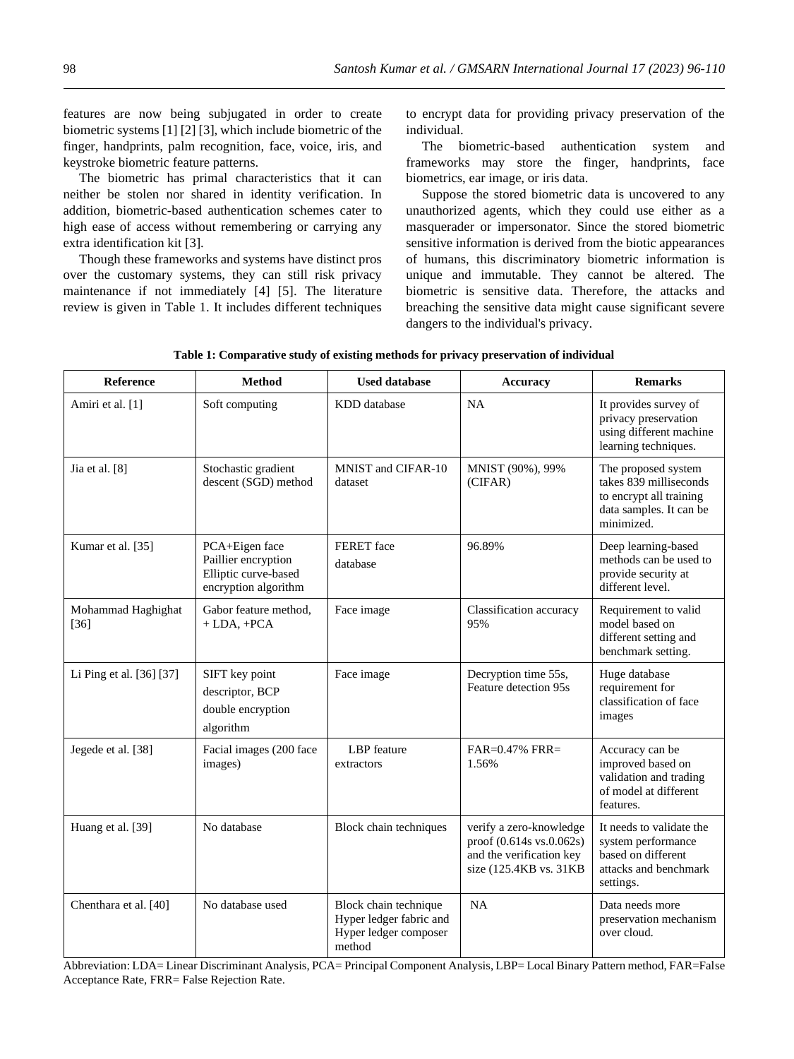features are now being subjugated in order to create biometric systems [1] [2] [3], which include biometric of the finger, handprints, palm recognition, face, voice, iris, and keystroke biometric feature patterns.

The biometric has primal characteristics that it can neither be stolen nor shared in identity verification. In addition, biometric-based authentication schemes cater to high ease of access without remembering or carrying any extra identification kit [3].

Though these frameworks and systems have distinct pros over the customary systems, they can still risk privacy maintenance if not immediately [4] [5]. The literature review is given in Table 1. It includes different techniques to encrypt data for providing privacy preservation of the individual.

The biometric-based authentication system and frameworks may store the finger, handprints, face biometrics, ear image, or iris data.

Suppose the stored biometric data is uncovered to any unauthorized agents, which they could use either as a masquerader or impersonator. Since the stored biometric sensitive information is derived from the biotic appearances of humans, this discriminatory biometric information is unique and immutable. They cannot be altered. The biometric is sensitive data. Therefore, the attacks and breaching the sensitive data might cause significant severe dangers to the individual's privacy.

**Table 1: Comparative study of existing methods for privacy preservation of individual**

| Reference | Method | Used database | Accuracy | Remarks |
|---|---|---|---|---|
| Amiri et al. [1] | Soft computing | KDD database | NA | It provides survey of privacy preservation using different machine learning techniques. |
| Jia et al. [8] | Stochastic gradient descent (SGD) method | MNIST and CIFAR-10 dataset | MNIST (90%), 99% (CIFAR) | The proposed system takes 839 milliseconds to encrypt all training data samples. It can be minimized. |
| Kumar et al. [35] | PCA+Eigen face Paillier encryption Elliptic curve-based encryption algorithm | FERET face database | 96.89% | Deep learning-based methods can be used to provide security at different level. |
| Mohammad Haghighat [36] | Gabor feature method, + LDA, +PCA | Face image | Classification accuracy 95% | Requirement to valid model based on different setting and benchmark setting. |
| Li Ping et al. [36] [37] | SIFT key point descriptor, BCP double encryption algorithm | Face image | Decryption time 55s, Feature detection 95s | Huge database requirement for classification of face images |
| Jegede et al. [38] | Facial images (200 face images) | LBP feature extractors | FAR=0.47% FRR= 1.56% | Accuracy can be improved based on validation and trading of model at different features. |
| Huang et al. [39] | No database | Block chain techniques | verify a zero-knowledge proof (0.614s vs.0.062s) and the verification key size (125.4KB vs. 31KB | It needs to validate the system performance based on different attacks and benchmark settings. |
| Chenthara et al. [40] | No database used | Block chain technique Hyper ledger fabric and Hyper ledger composer method | NA | Data needs more preservation mechanism over cloud. |

Abbreviation: LDA= Linear Discriminant Analysis, PCA= Principal Component Analysis, LBP= Local Binary Pattern method, FAR=False Acceptance Rate, FRR= False Rejection Rate.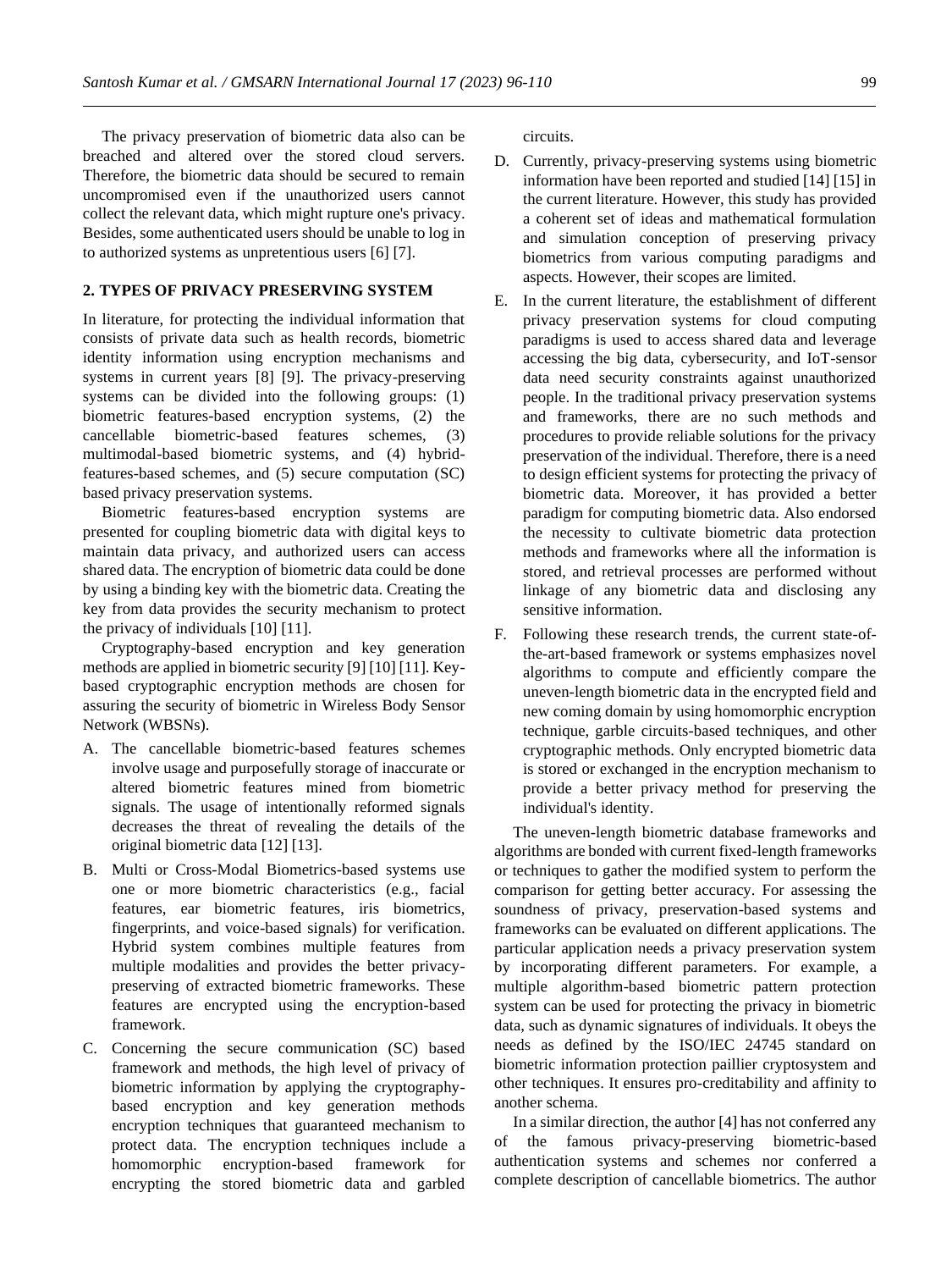The privacy preservation of biometric data also can be breached and altered over the stored cloud servers. Therefore, the biometric data should be secured to remain uncompromised even if the unauthorized users cannot collect the relevant data, which might rupture one's privacy. Besides, some authenticated users should be unable to log in to authorized systems as unpretentious users [6] [7].

## 2. TYPES OF PRIVACY PRESERVING SYSTEM

In literature, for protecting the individual information that consists of private data such as health records, biometric identity information using encryption mechanisms and systems in current years [8] [9]. The privacy-preserving systems can be divided into the following groups: (1) biometric features-based encryption systems, (2) the cancellable biometric-based features schemes, (3) multimodal-based biometric systems, and (4) hybrid-features-based schemes, and (5) secure computation (SC) based privacy preservation systems.

Biometric features-based encryption systems are presented for coupling biometric data with digital keys to maintain data privacy, and authorized users can access shared data. The encryption of biometric data could be done by using a binding key with the biometric data. Creating the key from data provides the security mechanism to protect the privacy of individuals [10] [11].

Cryptography-based encryption and key generation methods are applied in biometric security [9] [10] [11]. Key-based cryptographic encryption methods are chosen for assuring the security of biometric in Wireless Body Sensor Network (WBSNs).

A. The cancellable biometric-based features schemes involve usage and purposefully storage of inaccurate or altered biometric features mined from biometric signals. The usage of intentionally reformed signals decreases the threat of revealing the details of the original biometric data [12] [13].

B. Multi or Cross-Modal Biometrics-based systems use one or more biometric characteristics (e.g., facial features, ear biometric features, iris biometrics, fingerprints, and voice-based signals) for verification. Hybrid system combines multiple features from multiple modalities and provides the better privacy-preserving of extracted biometric frameworks. These features are encrypted using the encryption-based framework.

C. Concerning the secure communication (SC) based framework and methods, the high level of privacy of biometric information by applying the cryptography-based encryption and key generation methods encryption techniques that guaranteed mechanism to protect data. The encryption techniques include a homomorphic encryption-based framework for encrypting the stored biometric data and garbled circuits.

D. Currently, privacy-preserving systems using biometric information have been reported and studied [14] [15] in the current literature. However, this study has provided a coherent set of ideas and mathematical formulation and simulation conception of preserving privacy biometrics from various computing paradigms and aspects. However, their scopes are limited.

E. In the current literature, the establishment of different privacy preservation systems for cloud computing paradigms is used to access shared data and leverage accessing the big data, cybersecurity, and IoT-sensor data need security constraints against unauthorized people. In the traditional privacy preservation systems and frameworks, there are no such methods and procedures to provide reliable solutions for the privacy preservation of the individual. Therefore, there is a need to design efficient systems for protecting the privacy of biometric data. Moreover, it has provided a better paradigm for computing biometric data. Also endorsed the necessity to cultivate biometric data protection methods and frameworks where all the information is stored, and retrieval processes are performed without linkage of any biometric data and disclosing any sensitive information.

F. Following these research trends, the current state-of-the-art-based framework or systems emphasizes novel algorithms to compute and efficiently compare the uneven-length biometric data in the encrypted field and new coming domain by using homomorphic encryption technique, garble circuits-based techniques, and other cryptographic methods. Only encrypted biometric data is stored or exchanged in the encryption mechanism to provide a better privacy method for preserving the individual's identity.

The uneven-length biometric database frameworks and algorithms are bonded with current fixed-length frameworks or techniques to gather the modified system to perform the comparison for getting better accuracy. For assessing the soundness of privacy, preservation-based systems and frameworks can be evaluated on different applications. The particular application needs a privacy preservation system by incorporating different parameters. For example, a multiple algorithm-based biometric pattern protection system can be used for protecting the privacy in biometric data, such as dynamic signatures of individuals. It obeys the needs as defined by the ISO/IEC 24745 standard on biometric information protection paillier cryptosystem and other techniques. It ensures pro-creditability and affinity to another schema.

In a similar direction, the author [4] has not conferred any of the famous privacy-preserving biometric-based authentication systems and schemes nor conferred a complete description of cancellable biometrics. The author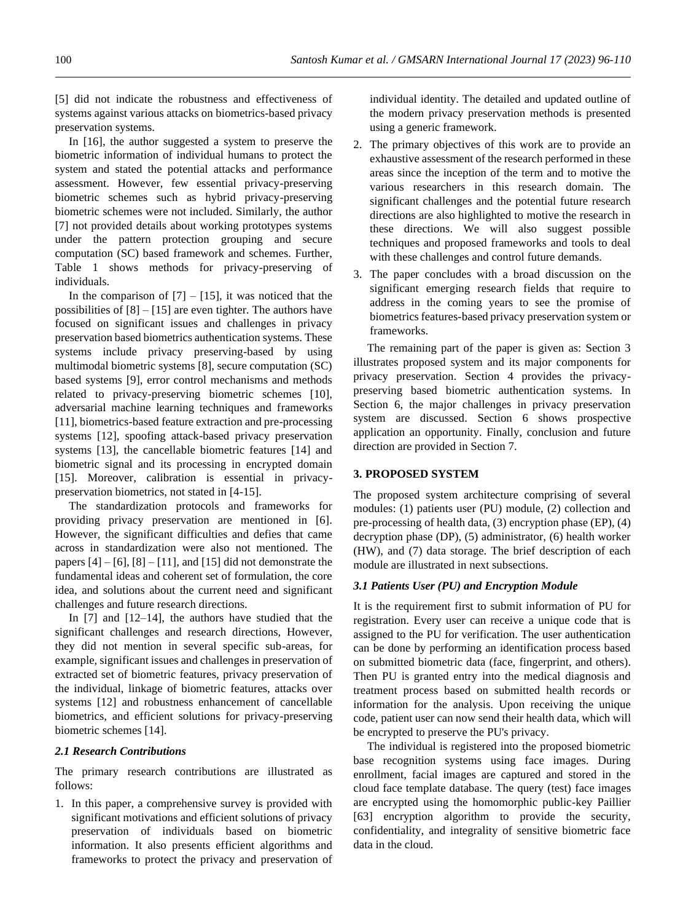[5] did not indicate the robustness and effectiveness of systems against various attacks on biometrics-based privacy preservation systems.

In [16], the author suggested a system to preserve the biometric information of individual humans to protect the system and stated the potential attacks and performance assessment. However, few essential privacy-preserving biometric schemes such as hybrid privacy-preserving biometric schemes were not included. Similarly, the author [7] not provided details about working prototypes systems under the pattern protection grouping and secure computation (SC) based framework and schemes. Further, Table 1 shows methods for privacy-preserving of individuals.

In the comparison of [7] – [15], it was noticed that the possibilities of [8] – [15] are even tighter. The authors have focused on significant issues and challenges in privacy preservation based biometrics authentication systems. These systems include privacy preserving-based by using multimodal biometric systems [8], secure computation (SC) based systems [9], error control mechanisms and methods related to privacy-preserving biometric schemes [10], adversarial machine learning techniques and frameworks [11], biometrics-based feature extraction and pre-processing systems [12], spoofing attack-based privacy preservation systems [13], the cancellable biometric features [14] and biometric signal and its processing in encrypted domain [15]. Moreover, calibration is essential in privacy-preservation biometrics, not stated in [4-15].

The standardization protocols and frameworks for providing privacy preservation are mentioned in [6]. However, the significant difficulties and defies that came across in standardization were also not mentioned. The papers [4] – [6], [8] – [11], and [15] did not demonstrate the fundamental ideas and coherent set of formulation, the core idea, and solutions about the current need and significant challenges and future research directions.

In [7] and [12–14], the authors have studied that the significant challenges and research directions, However, they did not mention in several specific sub-areas, for example, significant issues and challenges in preservation of extracted set of biometric features, privacy preservation of the individual, linkage of biometric features, attacks over systems [12] and robustness enhancement of cancellable biometrics, and efficient solutions for privacy-preserving biometric schemes [14].

### 2.1 Research Contributions

The primary research contributions are illustrated as follows:

1. In this paper, a comprehensive survey is provided with significant motivations and efficient solutions of privacy preservation of individuals based on biometric information. It also presents efficient algorithms and frameworks to protect the privacy and preservation of individual identity. The detailed and updated outline of the modern privacy preservation methods is presented using a generic framework.
2. The primary objectives of this work are to provide an exhaustive assessment of the research performed in these areas since the inception of the term and to motive the various researchers in this research domain. The significant challenges and the potential future research directions are also highlighted to motive the research in these directions. We will also suggest possible techniques and proposed frameworks and tools to deal with these challenges and control future demands.
3. The paper concludes with a broad discussion on the significant emerging research fields that require to address in the coming years to see the promise of biometrics features-based privacy preservation system or frameworks.

The remaining part of the paper is given as: Section 3 illustrates proposed system and its major components for privacy preservation. Section 4 provides the privacy-preserving based biometric authentication systems. In Section 6, the major challenges in privacy preservation system are discussed. Section 6 shows prospective application an opportunity. Finally, conclusion and future direction are provided in Section 7.

## 3. PROPOSED SYSTEM

The proposed system architecture comprising of several modules: (1) patients user (PU) module, (2) collection and pre-processing of health data, (3) encryption phase (EP), (4) decryption phase (DP), (5) administrator, (6) health worker (HW), and (7) data storage. The brief description of each module are illustrated in next subsections.

### 3.1 Patients User (PU) and Encryption Module

It is the requirement first to submit information of PU for registration. Every user can receive a unique code that is assigned to the PU for verification. The user authentication can be done by performing an identification process based on submitted biometric data (face, fingerprint, and others). Then PU is granted entry into the medical diagnosis and treatment process based on submitted health records or information for the analysis. Upon receiving the unique code, patient user can now send their health data, which will be encrypted to preserve the PU's privacy.

The individual is registered into the proposed biometric base recognition systems using face images. During enrollment, facial images are captured and stored in the cloud face template database. The query (test) face images are encrypted using the homomorphic public-key Paillier [63] encryption algorithm to provide the security, confidentiality, and integrality of sensitive biometric face data in the cloud.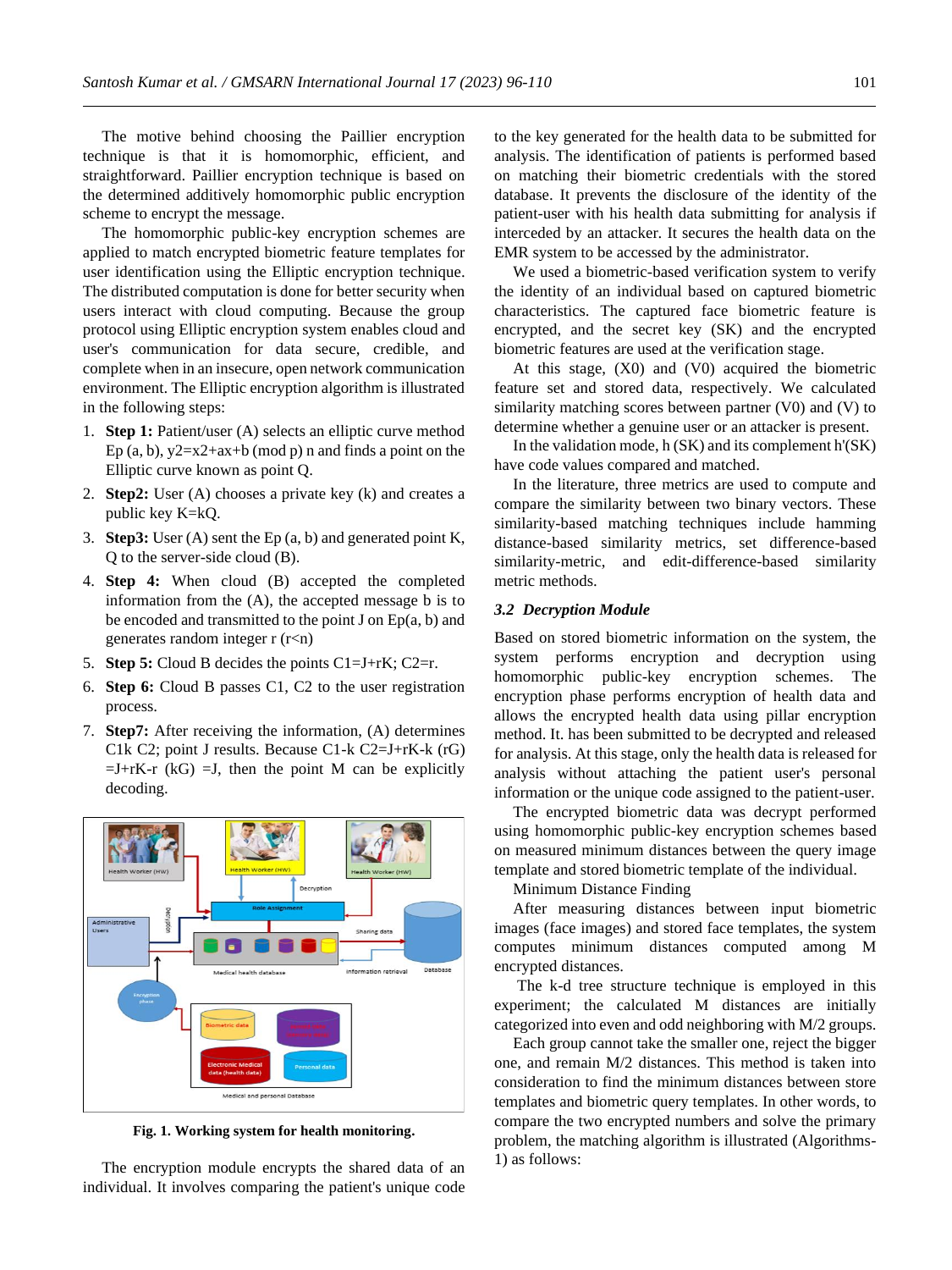The motive behind choosing the Paillier encryption technique is that it is homomorphic, efficient, and straightforward. Paillier encryption technique is based on the determined additively homomorphic public encryption scheme to encrypt the message.

The homomorphic public-key encryption schemes are applied to match encrypted biometric feature templates for user identification using the Elliptic encryption technique. The distributed computation is done for better security when users interact with cloud computing. Because the group protocol using Elliptic encryption system enables cloud and user's communication for data secure, credible, and complete when in an insecure, open network communication environment. The Elliptic encryption algorithm is illustrated in the following steps:

1. **Step 1:** Patient/user (A) selects an elliptic curve method Ep (a, b), y2=x2+ax+b (mod p) n and finds a point on the Elliptic curve known as point Q.
2. **Step2:** User (A) chooses a private key (k) and creates a public key K=kQ.
3. **Step3:** User (A) sent the Ep (a, b) and generated point K, Q to the server-side cloud (B).
4. **Step 4:** When cloud (B) accepted the completed information from the (A), the accepted message b is to be encoded and transmitted to the point J on Ep(a, b) and generates random integer r (r<n)
5. **Step 5:** Cloud B decides the points C1=J+rK; C2=r.
6. **Step 6:** Cloud B passes C1, C2 to the user registration process.
7. **Step7:** After receiving the information, (A) determines C1k C2; point J results. Because C1-k C2=J+rK-k (rG) =J+rK-r (kG) =J, then the point M can be explicitly decoding.

**Fig. 1. Working system for health monitoring.**

The encryption module encrypts the shared data of an individual. It involves comparing the patient's unique code to the key generated for the health data to be submitted for analysis. The identification of patients is performed based on matching their biometric credentials with the stored database. It prevents the disclosure of the identity of the patient-user with his health data submitting for analysis if interceded by an attacker. It secures the health data on the EMR system to be accessed by the administrator.

We used a biometric-based verification system to verify the identity of an individual based on captured biometric characteristics. The captured face biometric feature is encrypted, and the secret key (SK) and the encrypted biometric features are used at the verification stage.

At this stage, (X0) and (V0) acquired the biometric feature set and stored data, respectively. We calculated similarity matching scores between partner (V0) and (V) to determine whether a genuine user or an attacker is present.

In the validation mode, h (SK) and its complement h'(SK) have code values compared and matched.

In the literature, three metrics are used to compute and compare the similarity between two binary vectors. These similarity-based matching techniques include hamming distance-based similarity metrics, set difference-based similarity-metric, and edit-difference-based similarity metric methods.

### *3.2 Decryption Module*

Based on stored biometric information on the system, the system performs encryption and decryption using homomorphic public-key encryption schemes. The encryption phase performs encryption of health data and allows the encrypted health data using pillar encryption method. It. has been submitted to be decrypted and released for analysis. At this stage, only the health data is released for analysis without attaching the patient user's personal information or the unique code assigned to the patient-user.

The encrypted biometric data was decrypt performed using homomorphic public-key encryption schemes based on measured minimum distances between the query image template and stored biometric template of the individual.

Minimum Distance Finding

After measuring distances between input biometric images (face images) and stored face templates, the system computes minimum distances computed among M encrypted distances.

The k-d tree structure technique is employed in this experiment; the calculated M distances are initially categorized into even and odd neighboring with M/2 groups.

Each group cannot take the smaller one, reject the bigger one, and remain M/2 distances. This method is taken into consideration to find the minimum distances between store templates and biometric query templates. In other words, to compare the two encrypted numbers and solve the primary problem, the matching algorithm is illustrated (Algorithms-1) as follows: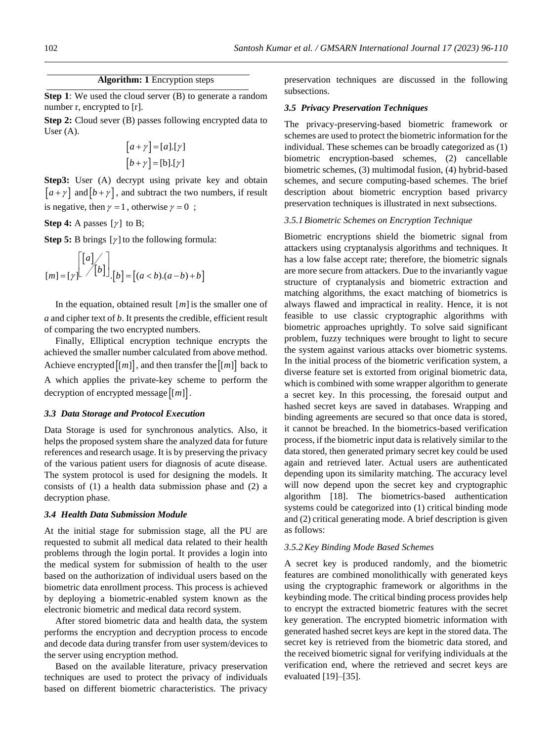**Algorithm: 1** Encryption steps

**Step 1**: We used the cloud server (B) to generate a random number r, encrypted to [r].

**Step 2:** Cloud sever (B) passes following encrypted data to User (A).

$$[a+\gamma]=[a].[\gamma]$$

$$[b+\gamma]=[\mathrm{b}].[\gamma]$$

**Step3:** User (A) decrypt using private key and obtain $[a+\gamma]$ and $[b+\gamma]$, and subtract the two numbers, if result is negative, then $\gamma=1$, otherwise $\gamma=0$ ;

**Step 4:** A passes $[\gamma]$ to B;

**Step 5:** B brings $[\gamma]$ to the following formula:

$$[m]=[\gamma]^{\left[{[a]}/{[b]}\right]}.[b]=\left[(a<b).(a-b)+b\right]$$

In the equation, obtained result $[m]$ is the smaller one of *a* and cipher text of *b*. It presents the credible, efficient result of comparing the two encrypted numbers.

Finally, Elliptical encryption technique encrypts the achieved the smaller number calculated from above method. Achieve encrypted $[[m]]$, and then transfer the $[[m]]$ back to A which applies the private-key scheme to perform the decryption of encrypted message $[[m]]$.

### 3.3 Data Storage and Protocol Execution

Data Storage is used for synchronous analytics. Also, it helps the proposed system share the analyzed data for future references and research usage. It is by preserving the privacy of the various patient users for diagnosis of acute disease. The system protocol is used for designing the models. It consists of (1) a health data submission phase and (2) a decryption phase.

### 3.4 Health Data Submission Module

At the initial stage for submission stage, all the PU are requested to submit all medical data related to their health problems through the login portal. It provides a login into the medical system for submission of health to the user based on the authorization of individual users based on the biometric data enrollment process. This process is achieved by deploying a biometric-enabled system known as the electronic biometric and medical data record system.

After stored biometric data and health data, the system performs the encryption and decryption process to encode and decode data during transfer from user system/devices to the server using encryption method.

Based on the available literature, privacy preservation techniques are used to protect the privacy of individuals based on different biometric characteristics. The privacy preservation techniques are discussed in the following subsections.

### 3.5 Privacy Preservation Techniques

The privacy-preserving-based biometric framework or schemes are used to protect the biometric information for the individual. These schemes can be broadly categorized as (1) biometric encryption-based schemes, (2) cancellable biometric schemes, (3) multimodal fusion, (4) hybrid-based schemes, and secure computing-based schemes. The brief description about biometric encryption based privarcy preservation techniques is illustrated in next subsections.

#### 3.5.1 Biometric Schemes on Encryption Technique

Biometric encryptions shield the biometric signal from attackers using cryptanalysis algorithms and techniques. It has a low false accept rate; therefore, the biometric signals are more secure from attackers. Due to the invariantly vague structure of cryptanalysis and biometric extraction and matching algorithms, the exact matching of biometrics is always flawed and impractical in reality. Hence, it is not feasible to use classic cryptographic algorithms with biometric approaches uprightly. To solve said significant problem, fuzzy techniques were brought to light to secure the system against various attacks over biometric systems. In the initial process of the biometric verification system, a diverse feature set is extorted from original biometric data, which is combined with some wrapper algorithm to generate a secret key. In this processing, the foresaid output and hashed secret keys are saved in databases. Wrapping and binding agreements are secured so that once data is stored, it cannot be breached. In the biometrics-based verification process, if the biometric input data is relatively similar to the data stored, then generated primary secret key could be used again and retrieved later. Actual users are authenticated depending upon its similarity matching. The accuracy level will now depend upon the secret key and cryptographic algorithm [18]. The biometrics-based authentication systems could be categorized into (1) critical binding mode and (2) critical generating mode. A brief description is given as follows:

#### 3.5.2 Key Binding Mode Based Schemes

A secret key is produced randomly, and the biometric features are combined monolithically with generated keys using the cryptographic framework or algorithms in the keybinding mode. The critical binding process provides help to encrypt the extracted biometric features with the secret key generation. The encrypted biometric information with generated hashed secret keys are kept in the stored data. The secret key is retrieved from the biometric data stored, and the received biometric signal for verifying individuals at the verification end, where the retrieved and secret keys are evaluated [19]–[35].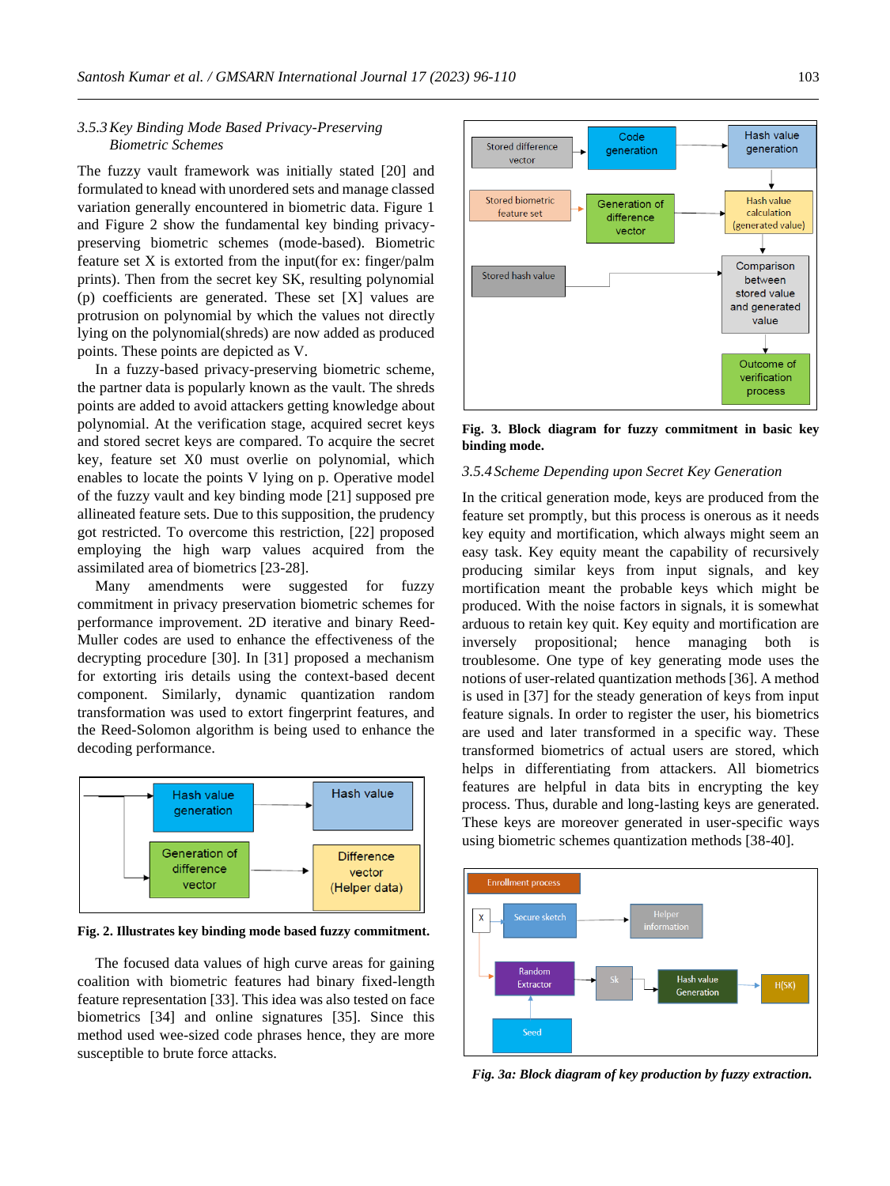### 3.5.3 Key Binding Mode Based Privacy-Preserving Biometric Schemes

The fuzzy vault framework was initially stated [20] and formulated to knead with unordered sets and manage classed variation generally encountered in biometric data. Figure 1 and Figure 2 show the fundamental key binding privacy-preserving biometric schemes (mode-based). Biometric feature set X is extorted from the input(for ex: finger/palm prints). Then from the secret key SK, resulting polynomial (p) coefficients are generated. These set [X] values are protrusion on polynomial by which the values not directly lying on the polynomial(shreds) are now added as produced points. These points are depicted as V.

In a fuzzy-based privacy-preserving biometric scheme, the partner data is popularly known as the vault. The shreds points are added to avoid attackers getting knowledge about polynomial. At the verification stage, acquired secret keys and stored secret keys are compared. To acquire the secret key, feature set X0 must overlie on polynomial, which enables to locate the points V lying on p. Operative model of the fuzzy vault and key binding mode [21] supposed pre allineated feature sets. Due to this supposition, the prudency got restricted. To overcome this restriction, [22] proposed employing the high warp values acquired from the assimilated area of biometrics [23-28].

Many amendments were suggested for fuzzy commitment in privacy preservation biometric schemes for performance improvement. 2D iterative and binary Reed-Muller codes are used to enhance the effectiveness of the decrypting procedure [30]. In [31] proposed a mechanism for extorting iris details using the context-based decent component. Similarly, dynamic quantization random transformation was used to extort fingerprint features, and the Reed-Solomon algorithm is being used to enhance the decoding performance.

**Fig. 2. Illustrates key binding mode based fuzzy commitment.**

The focused data values of high curve areas for gaining coalition with biometric features had binary fixed-length feature representation [33]. This idea was also tested on face biometrics [34] and online signatures [35]. Since this method used wee-sized code phrases hence, they are more susceptible to brute force attacks.

**Fig. 3. Block diagram for fuzzy commitment in basic key binding mode.**

### 3.5.4 Scheme Depending upon Secret Key Generation

In the critical generation mode, keys are produced from the feature set promptly, but this process is onerous as it needs key equity and mortification, which always might seem an easy task. Key equity meant the capability of recursively producing similar keys from input signals, and key mortification meant the probable keys which might be produced. With the noise factors in signals, it is somewhat arduous to retain key quit. Key equity and mortification are inversely propositional; hence managing both is troublesome. One type of key generating mode uses the notions of user-related quantization methods [36]. A method is used in [37] for the steady generation of keys from input feature signals. In order to register the user, his biometrics are used and later transformed in a specific way. These transformed biometrics of actual users are stored, which helps in differentiating from attackers. All biometrics features are helpful in data bits in encrypting the key process. Thus, durable and long-lasting keys are generated. These keys are moreover generated in user-specific ways using biometric schemes quantization methods [38-40].

***Fig. 3a: Block diagram of key production by fuzzy extraction.***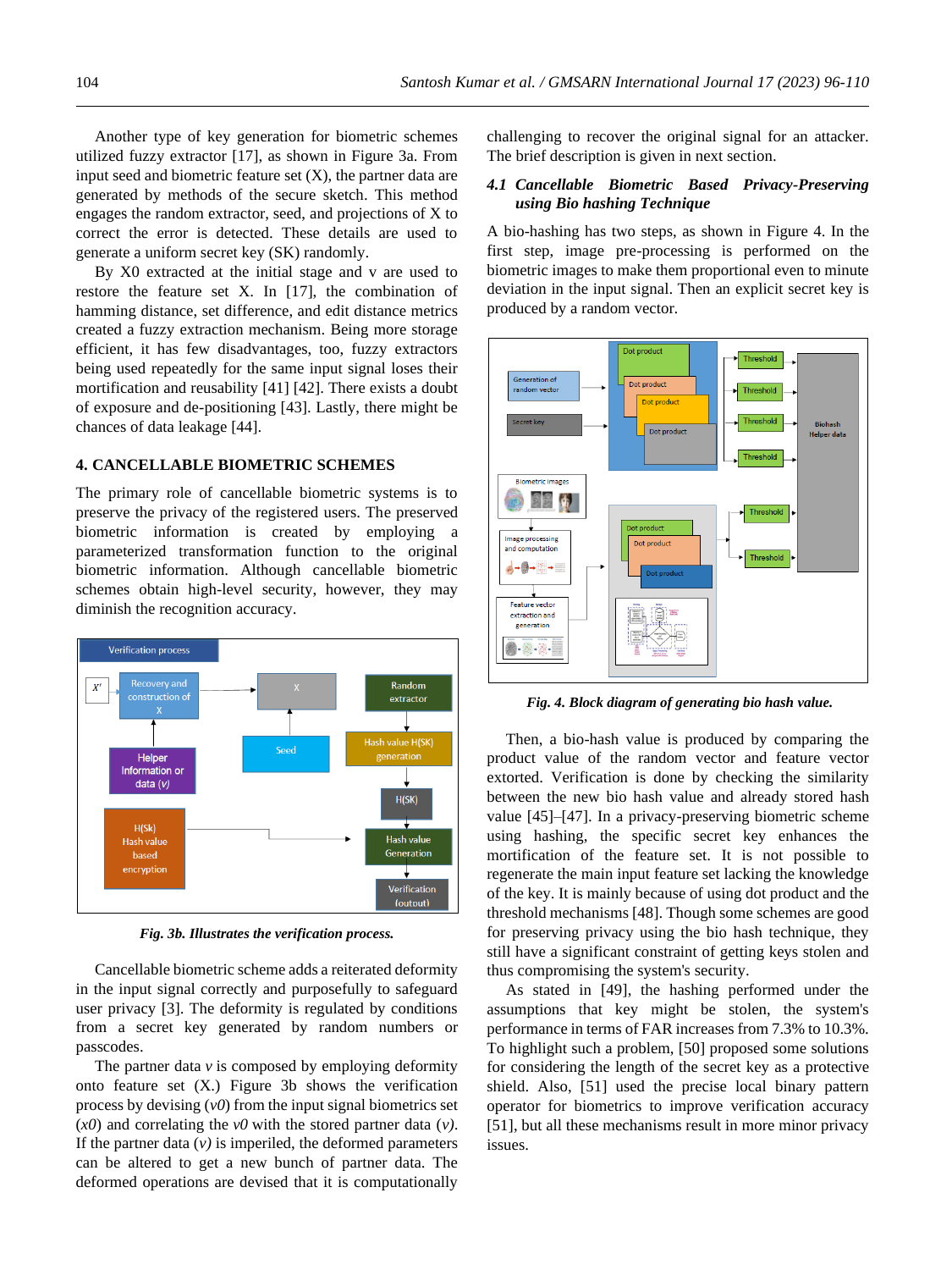Another type of key generation for biometric schemes utilized fuzzy extractor [17], as shown in Figure 3a. From input seed and biometric feature set (X), the partner data are generated by methods of the secure sketch. This method engages the random extractor, seed, and projections of X to correct the error is detected. These details are used to generate a uniform secret key (SK) randomly.

By X0 extracted at the initial stage and v are used to restore the feature set X. In [17], the combination of hamming distance, set difference, and edit distance metrics created a fuzzy extraction mechanism. Being more storage efficient, it has few disadvantages, too, fuzzy extractors being used repeatedly for the same input signal loses their mortification and reusability [41] [42]. There exists a doubt of exposure and de-positioning [43]. Lastly, there might be chances of data leakage [44].

## 4. CANCELLABLE BIOMETRIC SCHEMES

The primary role of cancellable biometric systems is to preserve the privacy of the registered users. The preserved biometric information is created by employing a parameterized transformation function to the original biometric information. Although cancellable biometric schemes obtain high-level security, however, they may diminish the recognition accuracy.

*Fig. 3b. Illustrates the verification process.*

Cancellable biometric scheme adds a reiterated deformity in the input signal correctly and purposefully to safeguard user privacy [3]. The deformity is regulated by conditions from a secret key generated by random numbers or passcodes.

The partner data *v* is composed by employing deformity onto feature set (X.) Figure 3b shows the verification process by devising (*v0*) from the input signal biometrics set (*x0*) and correlating the *v0* with the stored partner data (*v*). If the partner data (*v*) is imperiled, the deformed parameters can be altered to get a new bunch of partner data. The deformed operations are devised that it is computationally challenging to recover the original signal for an attacker. The brief description is given in next section.

### 4.1 Cancellable Biometric Based Privacy-Preserving using Bio hashing Technique

A bio-hashing has two steps, as shown in Figure 4. In the first step, image pre-processing is performed on the biometric images to make them proportional even to minute deviation in the input signal. Then an explicit secret key is produced by a random vector.

*Fig. 4. Block diagram of generating bio hash value.*

Then, a bio-hash value is produced by comparing the product value of the random vector and feature vector extorted. Verification is done by checking the similarity between the new bio hash value and already stored hash value [45]–[47]. In a privacy-preserving biometric scheme using hashing, the specific secret key enhances the mortification of the feature set. It is not possible to regenerate the main input feature set lacking the knowledge of the key. It is mainly because of using dot product and the threshold mechanisms [48]. Though some schemes are good for preserving privacy using the bio hash technique, they still have a significant constraint of getting keys stolen and thus compromising the system's security.

As stated in [49], the hashing performed under the assumptions that key might be stolen, the system's performance in terms of FAR increases from 7.3% to 10.3%. To highlight such a problem, [50] proposed some solutions for considering the length of the secret key as a protective shield. Also, [51] used the precise local binary pattern operator for biometrics to improve verification accuracy [51], but all these mechanisms result in more minor privacy issues.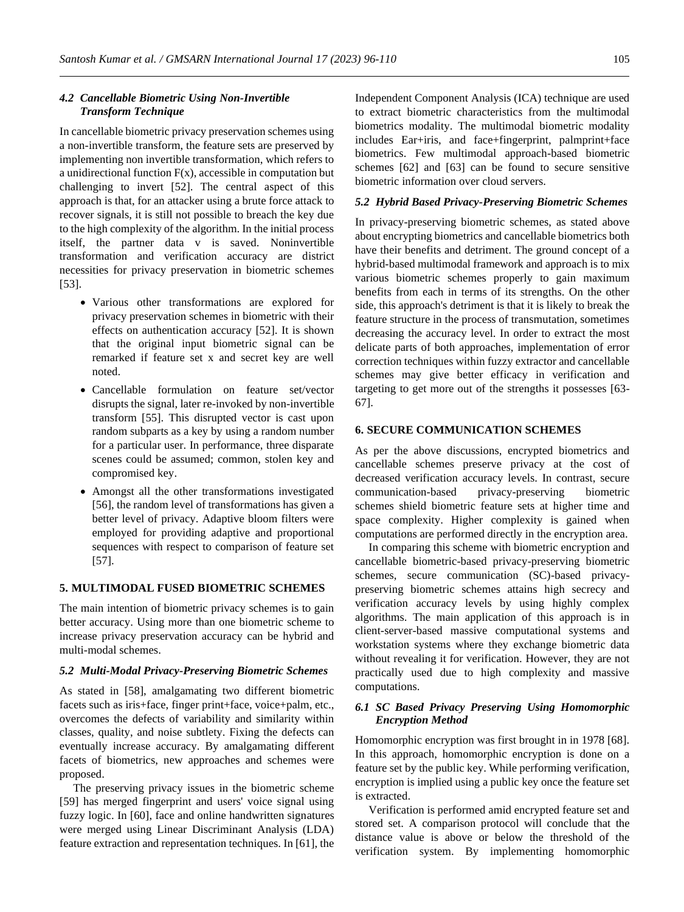### 4.2 Cancellable Biometric Using Non-Invertible Transform Technique

In cancellable biometric privacy preservation schemes using a non-invertible transform, the feature sets are preserved by implementing non invertible transformation, which refers to a unidirectional function F(x), accessible in computation but challenging to invert [52]. The central aspect of this approach is that, for an attacker using a brute force attack to recover signals, it is still not possible to breach the key due to the high complexity of the algorithm. In the initial process itself, the partner data v is saved. Noninvertible transformation and verification accuracy are district necessities for privacy preservation in biometric schemes [53].

- Various other transformations are explored for privacy preservation schemes in biometric with their effects on authentication accuracy [52]. It is shown that the original input biometric signal can be remarked if feature set x and secret key are well noted.
- Cancellable formulation on feature set/vector disrupts the signal, later re-invoked by non-invertible transform [55]. This disrupted vector is cast upon random subparts as a key by using a random number for a particular user. In performance, three disparate scenes could be assumed; common, stolen key and compromised key.
- Amongst all the other transformations investigated [56], the random level of transformations has given a better level of privacy. Adaptive bloom filters were employed for providing adaptive and proportional sequences with respect to comparison of feature set [57].

## 5. MULTIMODAL FUSED BIOMETRIC SCHEMES

The main intention of biometric privacy schemes is to gain better accuracy. Using more than one biometric scheme to increase privacy preservation accuracy can be hybrid and multi-modal schemes.

### 5.2 Multi-Modal Privacy-Preserving Biometric Schemes

As stated in [58], amalgamating two different biometric facets such as iris+face, finger print+face, voice+palm, etc., overcomes the defects of variability and similarity within classes, quality, and noise subtlety. Fixing the defects can eventually increase accuracy. By amalgamating different facets of biometrics, new approaches and schemes were proposed.

The preserving privacy issues in the biometric scheme [59] has merged fingerprint and users' voice signal using fuzzy logic. In [60], face and online handwritten signatures were merged using Linear Discriminant Analysis (LDA) feature extraction and representation techniques. In [61], the Independent Component Analysis (ICA) technique are used to extract biometric characteristics from the multimodal biometrics modality. The multimodal biometric modality includes Ear+iris, and face+fingerprint, palmprint+face biometrics. Few multimodal approach-based biometric schemes [62] and [63] can be found to secure sensitive biometric information over cloud servers.

### 5.2 Hybrid Based Privacy-Preserving Biometric Schemes

In privacy-preserving biometric schemes, as stated above about encrypting biometrics and cancellable biometrics both have their benefits and detriment. The ground concept of a hybrid-based multimodal framework and approach is to mix various biometric schemes properly to gain maximum benefits from each in terms of its strengths. On the other side, this approach's detriment is that it is likely to break the feature structure in the process of transmutation, sometimes decreasing the accuracy level. In order to extract the most delicate parts of both approaches, implementation of error correction techniques within fuzzy extractor and cancellable schemes may give better efficacy in verification and targeting to get more out of the strengths it possesses [63-67].

## 6. SECURE COMMUNICATION SCHEMES

As per the above discussions, encrypted biometrics and cancellable schemes preserve privacy at the cost of decreased verification accuracy levels. In contrast, secure communication-based privacy-preserving biometric schemes shield biometric feature sets at higher time and space complexity. Higher complexity is gained when computations are performed directly in the encryption area.

In comparing this scheme with biometric encryption and cancellable biometric-based privacy-preserving biometric schemes, secure communication (SC)-based privacy-preserving biometric schemes attains high secrecy and verification accuracy levels by using highly complex algorithms. The main application of this approach is in client-server-based massive computational systems and workstation systems where they exchange biometric data without revealing it for verification. However, they are not practically used due to high complexity and massive computations.

### 6.1 SC Based Privacy Preserving Using Homomorphic Encryption Method

Homomorphic encryption was first brought in in 1978 [68]. In this approach, homomorphic encryption is done on a feature set by the public key. While performing verification, encryption is implied using a public key once the feature set is extracted.

Verification is performed amid encrypted feature set and stored set. A comparison protocol will conclude that the distance value is above or below the threshold of the verification system. By implementing homomorphic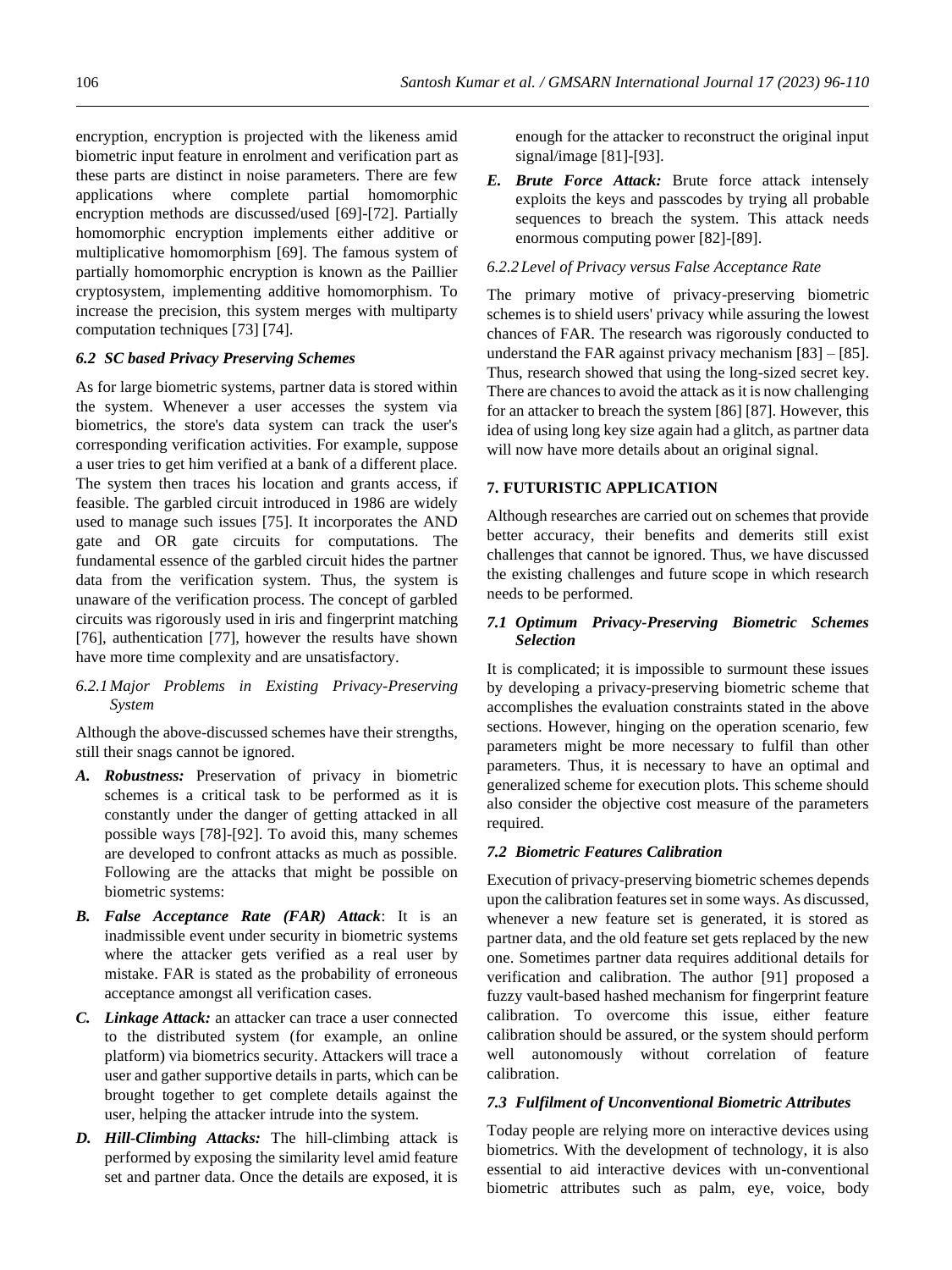encryption, encryption is projected with the likeness amid biometric input feature in enrolment and verification part as these parts are distinct in noise parameters. There are few applications where complete partial homomorphic encryption methods are discussed/used [69]-[72]. Partially homomorphic encryption implements either additive or multiplicative homomorphism [69]. The famous system of partially homomorphic encryption is known as the Paillier cryptosystem, implementing additive homomorphism. To increase the precision, this system merges with multiparty computation techniques [73] [74].

### *6.2 SC based Privacy Preserving Schemes*

As for large biometric systems, partner data is stored within the system. Whenever a user accesses the system via biometrics, the store's data system can track the user's corresponding verification activities. For example, suppose a user tries to get him verified at a bank of a different place. The system then traces his location and grants access, if feasible. The garbled circuit introduced in 1986 are widely used to manage such issues [75]. It incorporates the AND gate and OR gate circuits for computations. The fundamental essence of the garbled circuit hides the partner data from the verification system. Thus, the system is unaware of the verification process. The concept of garbled circuits was rigorously used in iris and fingerprint matching [76], authentication [77], however the results have shown have more time complexity and are unsatisfactory.

#### *6.2.1 Major Problems in Existing Privacy-Preserving System*

Although the above-discussed schemes have their strengths, still their snags cannot be ignored.

- ***A. Robustness:*** Preservation of privacy in biometric schemes is a critical task to be performed as it is constantly under the danger of getting attacked in all possible ways [78]-[92]. To avoid this, many schemes are developed to confront attacks as much as possible. Following are the attacks that might be possible on biometric systems:
- ***B. False Acceptance Rate (FAR) Attack***: It is an inadmissible event under security in biometric systems where the attacker gets verified as a real user by mistake. FAR is stated as the probability of erroneous acceptance amongst all verification cases.
- ***C. Linkage Attack:*** an attacker can trace a user connected to the distributed system (for example, an online platform) via biometrics security. Attackers will trace a user and gather supportive details in parts, which can be brought together to get complete details against the user, helping the attacker intrude into the system.
- ***D. Hill-Climbing Attacks:*** The hill-climbing attack is performed by exposing the similarity level amid feature set and partner data. Once the details are exposed, it is enough for the attacker to reconstruct the original input signal/image [81]-[93].
- ***E. Brute Force Attack:*** Brute force attack intensely exploits the keys and passcodes by trying all probable sequences to breach the system. This attack needs enormous computing power [82]-[89].

#### *6.2.2 Level of Privacy versus False Acceptance Rate*

The primary motive of privacy-preserving biometric schemes is to shield users' privacy while assuring the lowest chances of FAR. The research was rigorously conducted to understand the FAR against privacy mechanism [83] – [85]. Thus, research showed that using the long-sized secret key. There are chances to avoid the attack as it is now challenging for an attacker to breach the system [86] [87]. However, this idea of using long key size again had a glitch, as partner data will now have more details about an original signal.

## 7. FUTURISTIC APPLICATION

Although researches are carried out on schemes that provide better accuracy, their benefits and demerits still exist challenges that cannot be ignored. Thus, we have discussed the existing challenges and future scope in which research needs to be performed.

### *7.1 Optimum Privacy-Preserving Biometric Schemes Selection*

It is complicated; it is impossible to surmount these issues by developing a privacy-preserving biometric scheme that accomplishes the evaluation constraints stated in the above sections. However, hinging on the operation scenario, few parameters might be more necessary to fulfil than other parameters. Thus, it is necessary to have an optimal and generalized scheme for execution plots. This scheme should also consider the objective cost measure of the parameters required.

### *7.2 Biometric Features Calibration*

Execution of privacy-preserving biometric schemes depends upon the calibration features set in some ways. As discussed, whenever a new feature set is generated, it is stored as partner data, and the old feature set gets replaced by the new one. Sometimes partner data requires additional details for verification and calibration. The author [91] proposed a fuzzy vault-based hashed mechanism for fingerprint feature calibration. To overcome this issue, either feature calibration should be assured, or the system should perform well autonomously without correlation of feature calibration.

### *7.3 Fulfilment of Unconventional Biometric Attributes*

Today people are relying more on interactive devices using biometrics. With the development of technology, it is also essential to aid interactive devices with un-conventional biometric attributes such as palm, eye, voice, body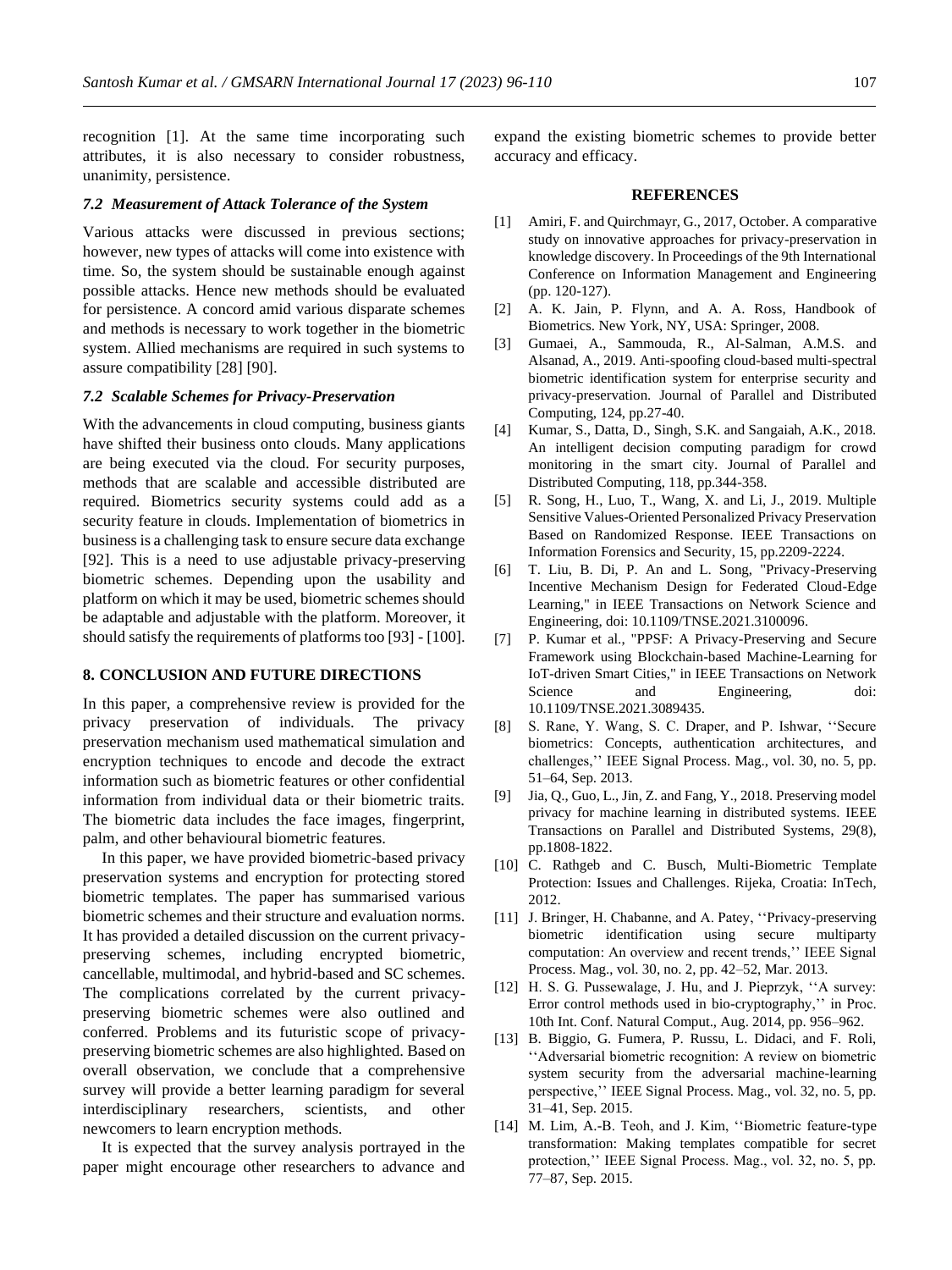recognition [1]. At the same time incorporating such attributes, it is also necessary to consider robustness, unanimity, persistence.

### *7.2 Measurement of Attack Tolerance of the System*

Various attacks were discussed in previous sections; however, new types of attacks will come into existence with time. So, the system should be sustainable enough against possible attacks. Hence new methods should be evaluated for persistence. A concord amid various disparate schemes and methods is necessary to work together in the biometric system. Allied mechanisms are required in such systems to assure compatibility [28] [90].

### *7.2 Scalable Schemes for Privacy-Preservation*

With the advancements in cloud computing, business giants have shifted their business onto clouds. Many applications are being executed via the cloud. For security purposes, methods that are scalable and accessible distributed are required. Biometrics security systems could add as a security feature in clouds. Implementation of biometrics in business is a challenging task to ensure secure data exchange [92]. This is a need to use adjustable privacy-preserving biometric schemes. Depending upon the usability and platform on which it may be used, biometric schemes should be adaptable and adjustable with the platform. Moreover, it should satisfy the requirements of platforms too [93] - [100].

## 8. CONCLUSION AND FUTURE DIRECTIONS

In this paper, a comprehensive review is provided for the privacy preservation of individuals. The privacy preservation mechanism used mathematical simulation and encryption techniques to encode and decode the extract information such as biometric features or other confidential information from individual data or their biometric traits. The biometric data includes the face images, fingerprint, palm, and other behavioural biometric features.

In this paper, we have provided biometric-based privacy preservation systems and encryption for protecting stored biometric templates. The paper has summarised various biometric schemes and their structure and evaluation norms. It has provided a detailed discussion on the current privacy-preserving schemes, including encrypted biometric, cancellable, multimodal, and hybrid-based and SC schemes. The complications correlated by the current privacy-preserving biometric schemes were also outlined and conferred. Problems and its futuristic scope of privacy-preserving biometric schemes are also highlighted. Based on overall observation, we conclude that a comprehensive survey will provide a better learning paradigm for several interdisciplinary researchers, scientists, and other newcomers to learn encryption methods.

It is expected that the survey analysis portrayed in the paper might encourage other researchers to advance and expand the existing biometric schemes to provide better accuracy and efficacy.

## REFERENCES

[1] Amiri, F. and Quirchmayr, G., 2017, October. A comparative study on innovative approaches for privacy-preservation in knowledge discovery. In Proceedings of the 9th International Conference on Information Management and Engineering (pp. 120-127).

[2] A. K. Jain, P. Flynn, and A. A. Ross, Handbook of Biometrics. New York, NY, USA: Springer, 2008.

[3] Gumaei, A., Sammouda, R., Al-Salman, A.M.S. and Alsanad, A., 2019. Anti-spoofing cloud-based multi-spectral biometric identification system for enterprise security and privacy-preservation. Journal of Parallel and Distributed Computing, 124, pp.27-40.

[4] Kumar, S., Datta, D., Singh, S.K. and Sangaiah, A.K., 2018. An intelligent decision computing paradigm for crowd monitoring in the smart city. Journal of Parallel and Distributed Computing, 118, pp.344-358.

[5] R. Song, H., Luo, T., Wang, X. and Li, J., 2019. Multiple Sensitive Values-Oriented Personalized Privacy Preservation Based on Randomized Response. IEEE Transactions on Information Forensics and Security, 15, pp.2209-2224.

[6] T. Liu, B. Di, P. An and L. Song, "Privacy-Preserving Incentive Mechanism Design for Federated Cloud-Edge Learning," in IEEE Transactions on Network Science and Engineering, doi: 10.1109/TNSE.2021.3100096.

[7] P. Kumar et al., "PPSF: A Privacy-Preserving and Secure Framework using Blockchain-based Machine-Learning for IoT-driven Smart Cities," in IEEE Transactions on Network Science and Engineering, doi: 10.1109/TNSE.2021.3089435.

[8] S. Rane, Y. Wang, S. C. Draper, and P. Ishwar, ''Secure biometrics: Concepts, authentication architectures, and challenges,'' IEEE Signal Process. Mag., vol. 30, no. 5, pp. 51–64, Sep. 2013.

[9] Jia, Q., Guo, L., Jin, Z. and Fang, Y., 2018. Preserving model privacy for machine learning in distributed systems. IEEE Transactions on Parallel and Distributed Systems, 29(8), pp.1808-1822.

[10] C. Rathgeb and C. Busch, Multi-Biometric Template Protection: Issues and Challenges. Rijeka, Croatia: InTech, 2012.

[11] J. Bringer, H. Chabanne, and A. Patey, ''Privacy-preserving biometric identification using secure multiparty computation: An overview and recent trends,'' IEEE Signal Process. Mag., vol. 30, no. 2, pp. 42–52, Mar. 2013.

[12] H. S. G. Pussewalage, J. Hu, and J. Pieprzyk, ''A survey: Error control methods used in bio-cryptography,'' in Proc. 10th Int. Conf. Natural Comput., Aug. 2014, pp. 956–962.

[13] B. Biggio, G. Fumera, P. Russu, L. Didaci, and F. Roli, ''Adversarial biometric recognition: A review on biometric system security from the adversarial machine-learning perspective,'' IEEE Signal Process. Mag., vol. 32, no. 5, pp. 31–41, Sep. 2015.

[14] M. Lim, A.-B. Teoh, and J. Kim, ''Biometric feature-type transformation: Making templates compatible for secret protection,'' IEEE Signal Process. Mag., vol. 32, no. 5, pp. 77–87, Sep. 2015.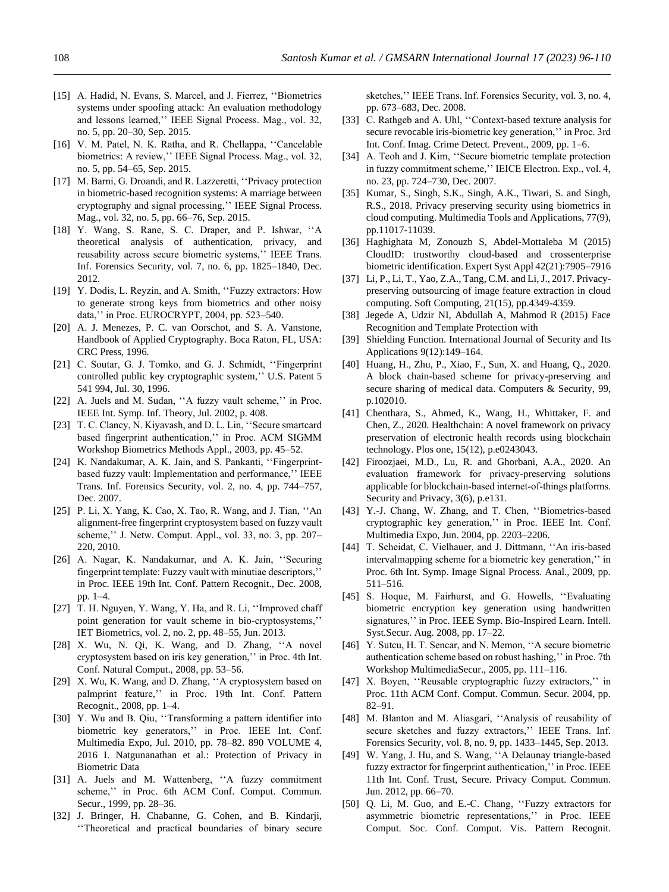[15] A. Hadid, N. Evans, S. Marcel, and J. Fierrez, ''Biometrics systems under spoofing attack: An evaluation methodology and lessons learned,'' IEEE Signal Process. Mag., vol. 32, no. 5, pp. 20–30, Sep. 2015.

[16] V. M. Patel, N. K. Ratha, and R. Chellappa, ''Cancelable biometrics: A review,'' IEEE Signal Process. Mag., vol. 32, no. 5, pp. 54–65, Sep. 2015.

[17] M. Barni, G. Droandi, and R. Lazzeretti, ''Privacy protection in biometric-based recognition systems: A marriage between cryptography and signal processing,'' IEEE Signal Process. Mag., vol. 32, no. 5, pp. 66–76, Sep. 2015.

[18] Y. Wang, S. Rane, S. C. Draper, and P. Ishwar, ''A theoretical analysis of authentication, privacy, and reusability across secure biometric systems,'' IEEE Trans. Inf. Forensics Security, vol. 7, no. 6, pp. 1825–1840, Dec. 2012.

[19] Y. Dodis, L. Reyzin, and A. Smith, ''Fuzzy extractors: How to generate strong keys from biometrics and other noisy data,'' in Proc. EUROCRYPT, 2004, pp. 523–540.

[20] A. J. Menezes, P. C. van Oorschot, and S. A. Vanstone, Handbook of Applied Cryptography. Boca Raton, FL, USA: CRC Press, 1996.

[21] C. Soutar, G. J. Tomko, and G. J. Schmidt, ''Fingerprint controlled public key cryptographic system,'' U.S. Patent 5 541 994, Jul. 30, 1996.

[22] A. Juels and M. Sudan, ''A fuzzy vault scheme,'' in Proc. IEEE Int. Symp. Inf. Theory, Jul. 2002, p. 408.

[23] T. C. Clancy, N. Kiyavash, and D. L. Lin, ''Secure smartcard based fingerprint authentication,'' in Proc. ACM SIGMM Workshop Biometrics Methods Appl., 2003, pp. 45–52.

[24] K. Nandakumar, A. K. Jain, and S. Pankanti, ''Fingerprint-based fuzzy vault: Implementation and performance,'' IEEE Trans. Inf. Forensics Security, vol. 2, no. 4, pp. 744–757, Dec. 2007.

[25] P. Li, X. Yang, K. Cao, X. Tao, R. Wang, and J. Tian, ''An alignment-free fingerprint cryptosystem based on fuzzy vault scheme,'' J. Netw. Comput. Appl., vol. 33, no. 3, pp. 207–220, 2010.

[26] A. Nagar, K. Nandakumar, and A. K. Jain, ''Securing fingerprint template: Fuzzy vault with minutiae descriptors,'' in Proc. IEEE 19th Int. Conf. Pattern Recognit., Dec. 2008, pp. 1–4.

[27] T. H. Nguyen, Y. Wang, Y. Ha, and R. Li, ''Improved chaff point generation for vault scheme in bio-cryptosystems,'' IET Biometrics, vol. 2, no. 2, pp. 48–55, Jun. 2013.

[28] X. Wu, N. Qi, K. Wang, and D. Zhang, ''A novel cryptosystem based on iris key generation,'' in Proc. 4th Int. Conf. Natural Comput., 2008, pp. 53–56.

[29] X. Wu, K. Wang, and D. Zhang, ''A cryptosystem based on palmprint feature,'' in Proc. 19th Int. Conf. Pattern Recognit., 2008, pp. 1–4.

[30] Y. Wu and B. Qiu, ''Transforming a pattern identifier into biometric key generators,'' in Proc. IEEE Int. Conf. Multimedia Expo, Jul. 2010, pp. 78–82. 890 VOLUME 4, 2016 I. Natgunanathan et al.: Protection of Privacy in Biometric Data

[31] A. Juels and M. Wattenberg, ''A fuzzy commitment scheme,'' in Proc. 6th ACM Conf. Comput. Commun. Secur., 1999, pp. 28–36.

[32] J. Bringer, H. Chabanne, G. Cohen, and B. Kindarji, ''Theoretical and practical boundaries of binary secure sketches,'' IEEE Trans. Inf. Forensics Security, vol. 3, no. 4, pp. 673–683, Dec. 2008.

[33] C. Rathgeb and A. Uhl, ''Context-based texture analysis for secure revocable iris-biometric key generation,'' in Proc. 3rd Int. Conf. Imag. Crime Detect. Prevent., 2009, pp. 1–6.

[34] A. Teoh and J. Kim, ''Secure biometric template protection in fuzzy commitment scheme,'' IEICE Electron. Exp., vol. 4, no. 23, pp. 724–730, Dec. 2007.

[35] Kumar, S., Singh, S.K., Singh, A.K., Tiwari, S. and Singh, R.S., 2018. Privacy preserving security using biometrics in cloud computing. Multimedia Tools and Applications, 77(9), pp.11017-11039.

[36] Haghighata M, Zonouzb S, Abdel-Mottaleba M (2015) CloudID: trustworthy cloud-based and crossenterprise biometric identification. Expert Syst Appl 42(21):7905–7916

[37] Li, P., Li, T., Yao, Z.A., Tang, C.M. and Li, J., 2017. Privacy-preserving outsourcing of image feature extraction in cloud computing. Soft Computing, 21(15), pp.4349-4359.

[38] Jegede A, Udzir NI, Abdullah A, Mahmod R (2015) Face Recognition and Template Protection with

[39] Shielding Function. International Journal of Security and Its Applications 9(12):149–164.

[40] Huang, H., Zhu, P., Xiao, F., Sun, X. and Huang, Q., 2020. A block chain-based scheme for privacy-preserving and secure sharing of medical data. Computers & Security, 99, p.102010.

[41] Chenthara, S., Ahmed, K., Wang, H., Whittaker, F. and Chen, Z., 2020. Healthchain: A novel framework on privacy preservation of electronic health records using blockchain technology. Plos one, 15(12), p.e0243043.

[42] Firoozjaei, M.D., Lu, R. and Ghorbani, A.A., 2020. An evaluation framework for privacy-preserving solutions applicable for blockchain-based internet-of-things platforms. Security and Privacy, 3(6), p.e131.

[43] Y.-J. Chang, W. Zhang, and T. Chen, ''Biometrics-based cryptographic key generation,'' in Proc. IEEE Int. Conf. Multimedia Expo, Jun. 2004, pp. 2203–2206.

[44] T. Scheidat, C. Vielhauer, and J. Dittmann, ''An iris-based intervalmapping scheme for a biometric key generation,'' in Proc. 6th Int. Symp. Image Signal Process. Anal., 2009, pp. 511–516.

[45] S. Hoque, M. Fairhurst, and G. Howells, ''Evaluating biometric encryption key generation using handwritten signatures,'' in Proc. IEEE Symp. Bio-Inspired Learn. Intell. Syst.Secur. Aug. 2008, pp. 17–22.

[46] Y. Sutcu, H. T. Sencar, and N. Memon, ''A secure biometric authentication scheme based on robust hashing,'' in Proc. 7th Workshop MultimediaSecur., 2005, pp. 111–116.

[47] X. Boyen, ''Reusable cryptographic fuzzy extractors,'' in Proc. 11th ACM Conf. Comput. Commun. Secur. 2004, pp. 82–91.

[48] M. Blanton and M. Aliasgari, ''Analysis of reusability of secure sketches and fuzzy extractors,'' IEEE Trans. Inf. Forensics Security, vol. 8, no. 9, pp. 1433–1445, Sep. 2013.

[49] W. Yang, J. Hu, and S. Wang, ''A Delaunay triangle-based fuzzy extractor for fingerprint authentication,'' in Proc. IEEE 11th Int. Conf. Trust, Secure. Privacy Comput. Commun. Jun. 2012, pp. 66–70.

[50] Q. Li, M. Guo, and E.-C. Chang, ''Fuzzy extractors for asymmetric biometric representations,'' in Proc. IEEE Comput. Soc. Conf. Comput. Vis. Pattern Recognit.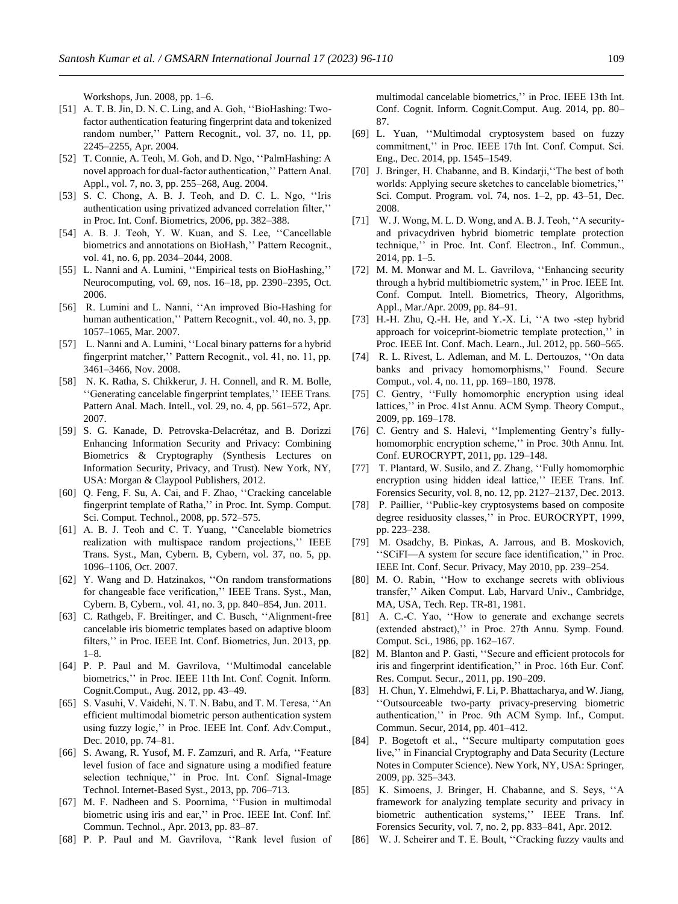Workshops, Jun. 2008, pp. 1–6.

[51] A. T. B. Jin, D. N. C. Ling, and A. Goh, ''BioHashing: Two-factor authentication featuring fingerprint data and tokenized random number,'' Pattern Recognit., vol. 37, no. 11, pp. 2245–2255, Apr. 2004.

[52] T. Connie, A. Teoh, M. Goh, and D. Ngo, ''PalmHashing: A novel approach for dual-factor authentication,'' Pattern Anal. Appl., vol. 7, no. 3, pp. 255–268, Aug. 2004.

[53] S. C. Chong, A. B. J. Teoh, and D. C. L. Ngo, ''Iris authentication using privatized advanced correlation filter,'' in Proc. Int. Conf. Biometrics, 2006, pp. 382–388.

[54] A. B. J. Teoh, Y. W. Kuan, and S. Lee, ''Cancellable biometrics and annotations on BioHash,'' Pattern Recognit., vol. 41, no. 6, pp. 2034–2044, 2008.

[55] L. Nanni and A. Lumini, ''Empirical tests on BioHashing,'' Neurocomputing, vol. 69, nos. 16–18, pp. 2390–2395, Oct. 2006.

[56] R. Lumini and L. Nanni, ''An improved Bio-Hashing for human authentication,'' Pattern Recognit., vol. 40, no. 3, pp. 1057–1065, Mar. 2007.

[57] L. Nanni and A. Lumini, ''Local binary patterns for a hybrid fingerprint matcher,'' Pattern Recognit., vol. 41, no. 11, pp. 3461–3466, Nov. 2008.

[58] N. K. Ratha, S. Chikkerur, J. H. Connell, and R. M. Bolle, ''Generating cancelable fingerprint templates,'' IEEE Trans. Pattern Anal. Mach. Intell., vol. 29, no. 4, pp. 561–572, Apr. 2007.

[59] S. G. Kanade, D. Petrovska-Delacrétaz, and B. Dorizzi Enhancing Information Security and Privacy: Combining Biometrics & Cryptography (Synthesis Lectures on Information Security, Privacy, and Trust). New York, NY, USA: Morgan & Claypool Publishers, 2012.

[60] Q. Feng, F. Su, A. Cai, and F. Zhao, ''Cracking cancelable fingerprint template of Ratha,'' in Proc. Int. Symp. Comput. Sci. Comput. Technol., 2008, pp. 572–575.

[61] A. B. J. Teoh and C. T. Yuang, ''Cancelable biometrics realization with multispace random projections,'' IEEE Trans. Syst., Man, Cybern. B, Cybern, vol. 37, no. 5, pp. 1096–1106, Oct. 2007.

[62] Y. Wang and D. Hatzinakos, ''On random transformations for changeable face verification,'' IEEE Trans. Syst., Man, Cybern. B, Cybern., vol. 41, no. 3, pp. 840–854, Jun. 2011.

[63] C. Rathgeb, F. Breitinger, and C. Busch, ''Alignment-free cancelable iris biometric templates based on adaptive bloom filters,'' in Proc. IEEE Int. Conf. Biometrics, Jun. 2013, pp. 1–8.

[64] P. P. Paul and M. Gavrilova, ''Multimodal cancelable biometrics,'' in Proc. IEEE 11th Int. Conf. Cognit. Inform. Cognit.Comput., Aug. 2012, pp. 43–49.

[65] S. Vasuhi, V. Vaidehi, N. T. N. Babu, and T. M. Teresa, ''An efficient multimodal biometric person authentication system using fuzzy logic,'' in Proc. IEEE Int. Conf. Adv.Comput., Dec. 2010, pp. 74–81.

[66] S. Awang, R. Yusof, M. F. Zamzuri, and R. Arfa, ''Feature level fusion of face and signature using a modified feature selection technique,'' in Proc. Int. Conf. Signal-Image Technol. Internet-Based Syst., 2013, pp. 706–713.

[67] M. F. Nadheen and S. Poornima, ''Fusion in multimodal biometric using iris and ear,'' in Proc. IEEE Int. Conf. Inf. Commun. Technol., Apr. 2013, pp. 83–87.

[68] P. P. Paul and M. Gavrilova, ''Rank level fusion of multimodal cancelable biometrics,'' in Proc. IEEE 13th Int. Conf. Cognit. Inform. Cognit.Comput. Aug. 2014, pp. 80–87.

[69] L. Yuan, ''Multimodal cryptosystem based on fuzzy commitment,'' in Proc. IEEE 17th Int. Conf. Comput. Sci. Eng., Dec. 2014, pp. 1545–1549.

[70] J. Bringer, H. Chabanne, and B. Kindarji,''The best of both worlds: Applying secure sketches to cancelable biometrics,'' Sci. Comput. Program. vol. 74, nos. 1–2, pp. 43–51, Dec. 2008.

[71] W. J. Wong, M. L. D. Wong, and A. B. J. Teoh, ''A security- and privacydriven hybrid biometric template protection technique,'' in Proc. Int. Conf. Electron., Inf. Commun., 2014, pp. 1–5.

[72] M. M. Monwar and M. L. Gavrilova, ''Enhancing security through a hybrid multibiometric system,'' in Proc. IEEE Int. Conf. Comput. Intell. Biometrics, Theory, Algorithms, Appl., Mar./Apr. 2009, pp. 84–91.

[73] H.-H. Zhu, Q.-H. He, and Y.-X. Li, ''A two -step hybrid approach for voiceprint-biometric template protection,'' in Proc. IEEE Int. Conf. Mach. Learn., Jul. 2012, pp. 560–565.

[74] R. L. Rivest, L. Adleman, and M. L. Dertouzos, ''On data banks and privacy homomorphisms,'' Found. Secure Comput., vol. 4, no. 11, pp. 169–180, 1978.

[75] C. Gentry, ''Fully homomorphic encryption using ideal lattices,'' in Proc. 41st Annu. ACM Symp. Theory Comput., 2009, pp. 169–178.

[76] C. Gentry and S. Halevi, ''Implementing Gentry's fully-homomorphic encryption scheme,'' in Proc. 30th Annu. Int. Conf. EUROCRYPT, 2011, pp. 129–148.

[77] T. Plantard, W. Susilo, and Z. Zhang, ''Fully homomorphic encryption using hidden ideal lattice,'' IEEE Trans. Inf. Forensics Security, vol. 8, no. 12, pp. 2127–2137, Dec. 2013.

[78] P. Paillier, ''Public-key cryptosystems based on composite degree residuosity classes,'' in Proc. EUROCRYPT, 1999, pp. 223–238.

[79] M. Osadchy, B. Pinkas, A. Jarrous, and B. Moskovich, ''SCiFI—A system for secure face identification,'' in Proc. IEEE Int. Conf. Secur. Privacy, May 2010, pp. 239–254.

[80] M. O. Rabin, ''How to exchange secrets with oblivious transfer,'' Aiken Comput. Lab, Harvard Univ., Cambridge, MA, USA, Tech. Rep. TR-81, 1981.

[81] A. C.-C. Yao, ''How to generate and exchange secrets (extended abstract),'' in Proc. 27th Annu. Symp. Found. Comput. Sci., 1986, pp. 162–167.

[82] M. Blanton and P. Gasti, ''Secure and efficient protocols for iris and fingerprint identification,'' in Proc. 16th Eur. Conf. Res. Comput. Secur., 2011, pp. 190–209.

[83] H. Chun, Y. Elmehdwi, F. Li, P. Bhattacharya, and W. Jiang, ''Outsourceable two-party privacy-preserving biometric authentication,'' in Proc. 9th ACM Symp. Inf., Comput. Commun. Secur, 2014, pp. 401–412.

[84] P. Bogetoft et al., ''Secure multiparty computation goes live,'' in Financial Cryptography and Data Security (Lecture Notes in Computer Science). New York, NY, USA: Springer, 2009, pp. 325–343.

[85] K. Simoens, J. Bringer, H. Chabanne, and S. Seys, ''A framework for analyzing template security and privacy in biometric authentication systems,'' IEEE Trans. Inf. Forensics Security, vol. 7, no. 2, pp. 833–841, Apr. 2012.

[86] W. J. Scheirer and T. E. Boult, ''Cracking fuzzy vaults and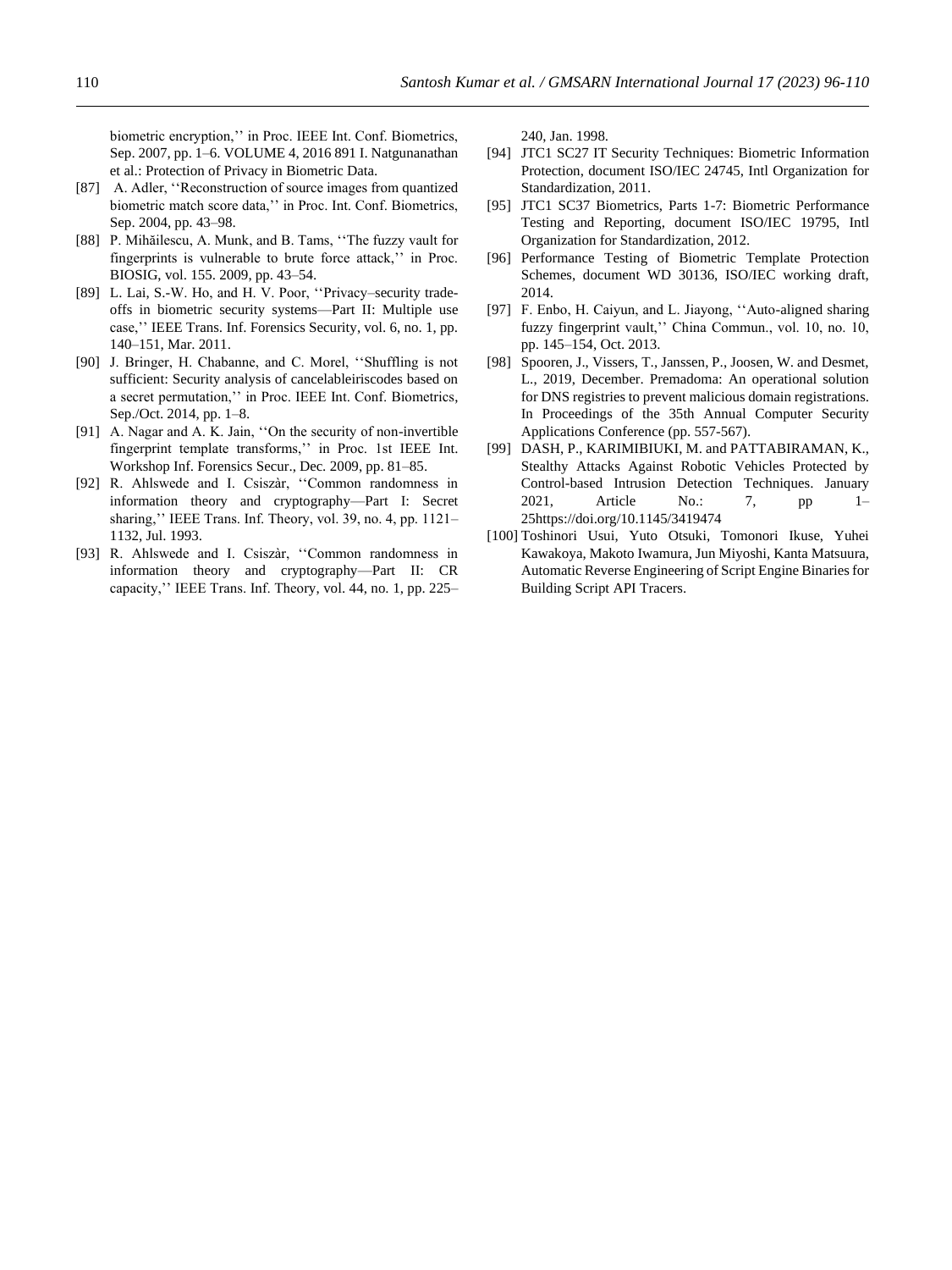biometric encryption,'' in Proc. IEEE Int. Conf. Biometrics, Sep. 2007, pp. 1–6. VOLUME 4, 2016 891 I. Natgunanathan et al.: Protection of Privacy in Biometric Data.

[87] A. Adler, ''Reconstruction of source images from quantized biometric match score data,'' in Proc. Int. Conf. Biometrics, Sep. 2004, pp. 43–98.

[88] P. Mihăilescu, A. Munk, and B. Tams, ''The fuzzy vault for fingerprints is vulnerable to brute force attack,'' in Proc. BIOSIG, vol. 155. 2009, pp. 43–54.

[89] L. Lai, S.-W. Ho, and H. V. Poor, ''Privacy–security tradeoffs in biometric security systems—Part II: Multiple use case,'' IEEE Trans. Inf. Forensics Security, vol. 6, no. 1, pp. 140–151, Mar. 2011.

[90] J. Bringer, H. Chabanne, and C. Morel, ''Shuffling is not sufficient: Security analysis of cancelableiriscodes based on a secret permutation,'' in Proc. IEEE Int. Conf. Biometrics, Sep./Oct. 2014, pp. 1–8.

[91] A. Nagar and A. K. Jain, ''On the security of non-invertible fingerprint template transforms,'' in Proc. 1st IEEE Int. Workshop Inf. Forensics Secur., Dec. 2009, pp. 81–85.

[92] R. Ahlswede and I. Csiszàr, ''Common randomness in information theory and cryptography—Part I: Secret sharing,'' IEEE Trans. Inf. Theory, vol. 39, no. 4, pp. 1121–1132, Jul. 1993.

[93] R. Ahlswede and I. Csiszàr, ''Common randomness in information theory and cryptography—Part II: CR capacity,'' IEEE Trans. Inf. Theory, vol. 44, no. 1, pp. 225–240, Jan. 1998.

[94] JTC1 SC27 IT Security Techniques: Biometric Information Protection, document ISO/IEC 24745, Intl Organization for Standardization, 2011.

[95] JTC1 SC37 Biometrics, Parts 1-7: Biometric Performance Testing and Reporting, document ISO/IEC 19795, Intl Organization for Standardization, 2012.

[96] Performance Testing of Biometric Template Protection Schemes, document WD 30136, ISO/IEC working draft, 2014.

[97] F. Enbo, H. Caiyun, and L. Jiayong, ''Auto-aligned sharing fuzzy fingerprint vault,'' China Commun., vol. 10, no. 10, pp. 145–154, Oct. 2013.

[98] Spooren, J., Vissers, T., Janssen, P., Joosen, W. and Desmet, L., 2019, December. Premadoma: An operational solution for DNS registries to prevent malicious domain registrations. In Proceedings of the 35th Annual Computer Security Applications Conference (pp. 557-567).

[99] DASH, P., KARIMIBIUKI, M. and PATTABIRAMAN, K., Stealthy Attacks Against Robotic Vehicles Protected by Control-based Intrusion Detection Techniques. January 2021, Article No.: 7, pp 1–25https://doi.org/10.1145/3419474

[100] Toshinori Usui, Yuto Otsuki, Tomonori Ikuse, Yuhei Kawakoya, Makoto Iwamura, Jun Miyoshi, Kanta Matsuura, Automatic Reverse Engineering of Script Engine Binaries for Building Script API Tracers.